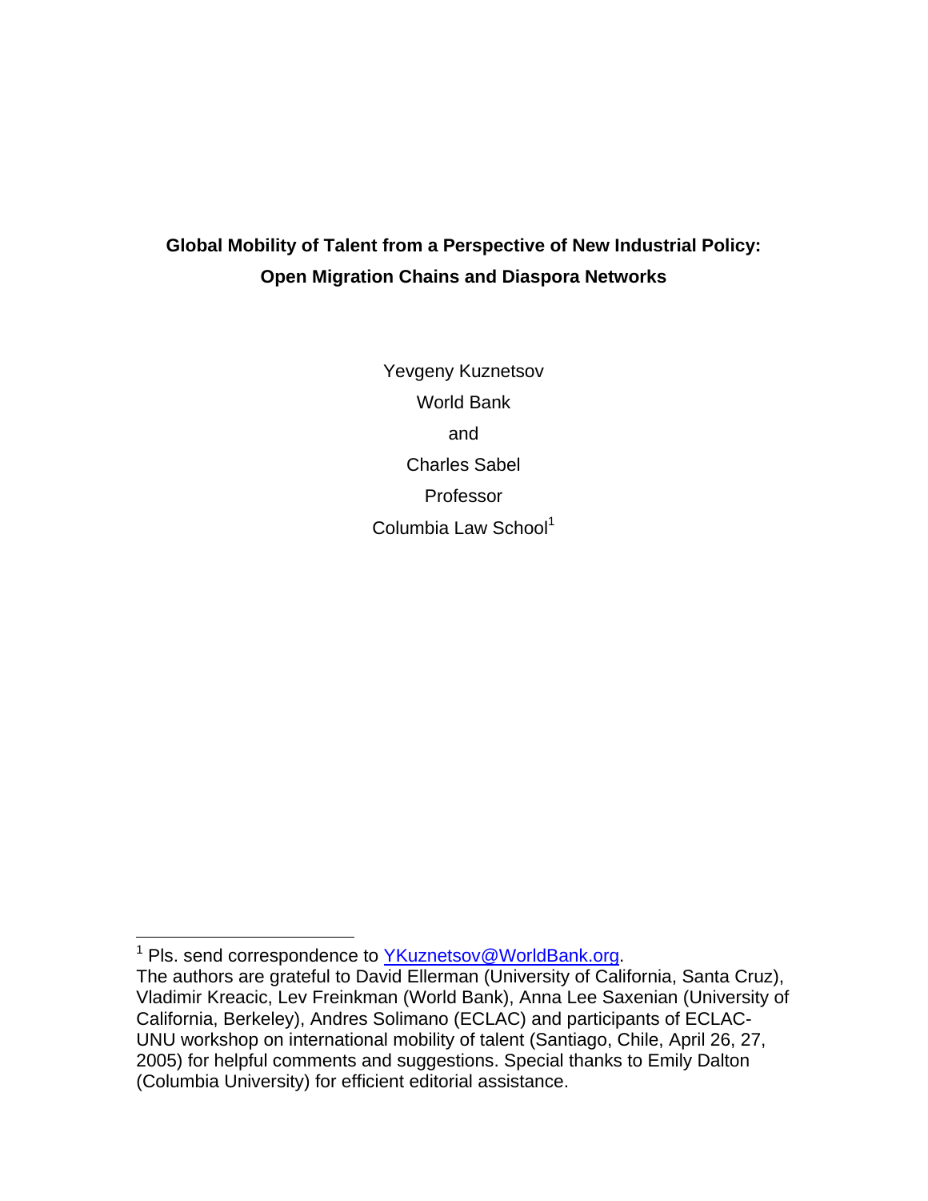# Global Mobility of Talent from a Perspective of New Industrial Policy: Open Migration Chains and Diaspora Networks

Yevgeny Kuznetsov

World Bank

and

Charles Sabel

Professor

Columbia Law School[1]

---

[1] Pls. send correspondence to YKuznetsov@WorldBank.org.

The authors are grateful to David Ellerman (University of California, Santa Cruz), Vladimir Kreacic, Lev Freinkman (World Bank), Anna Lee Saxenian (University of California, Berkeley), Andres Solimano (ECLAC) and participants of ECLAC-UNU workshop on international mobility of talent (Santiago, Chile, April 26, 27, 2005) for helpful comments and suggestions. Special thanks to Emily Dalton (Columbia University) for efficient editorial assistance.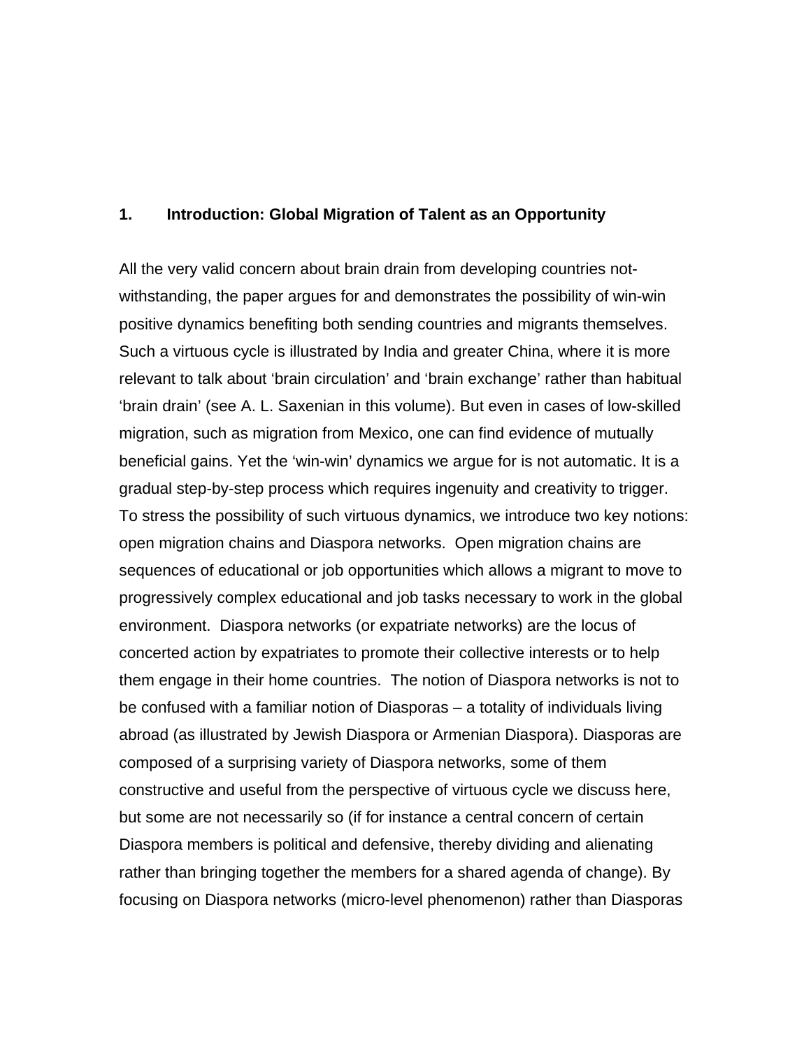## 1. Introduction: Global Migration of Talent as an Opportunity

All the very valid concern about brain drain from developing countries not-withstanding, the paper argues for and demonstrates the possibility of win-win positive dynamics benefiting both sending countries and migrants themselves. Such a virtuous cycle is illustrated by India and greater China, where it is more relevant to talk about 'brain circulation' and 'brain exchange' rather than habitual 'brain drain' (see A. L. Saxenian in this volume). But even in cases of low-skilled migration, such as migration from Mexico, one can find evidence of mutually beneficial gains. Yet the 'win-win' dynamics we argue for is not automatic. It is a gradual step-by-step process which requires ingenuity and creativity to trigger. To stress the possibility of such virtuous dynamics, we introduce two key notions: open migration chains and Diaspora networks. Open migration chains are sequences of educational or job opportunities which allows a migrant to move to progressively complex educational and job tasks necessary to work in the global environment. Diaspora networks (or expatriate networks) are the locus of concerted action by expatriates to promote their collective interests or to help them engage in their home countries. The notion of Diaspora networks is not to be confused with a familiar notion of Diasporas – a totality of individuals living abroad (as illustrated by Jewish Diaspora or Armenian Diaspora). Diasporas are composed of a surprising variety of Diaspora networks, some of them constructive and useful from the perspective of virtuous cycle we discuss here, but some are not necessarily so (if for instance a central concern of certain Diaspora members is political and defensive, thereby dividing and alienating rather than bringing together the members for a shared agenda of change). By focusing on Diaspora networks (micro-level phenomenon) rather than Diasporas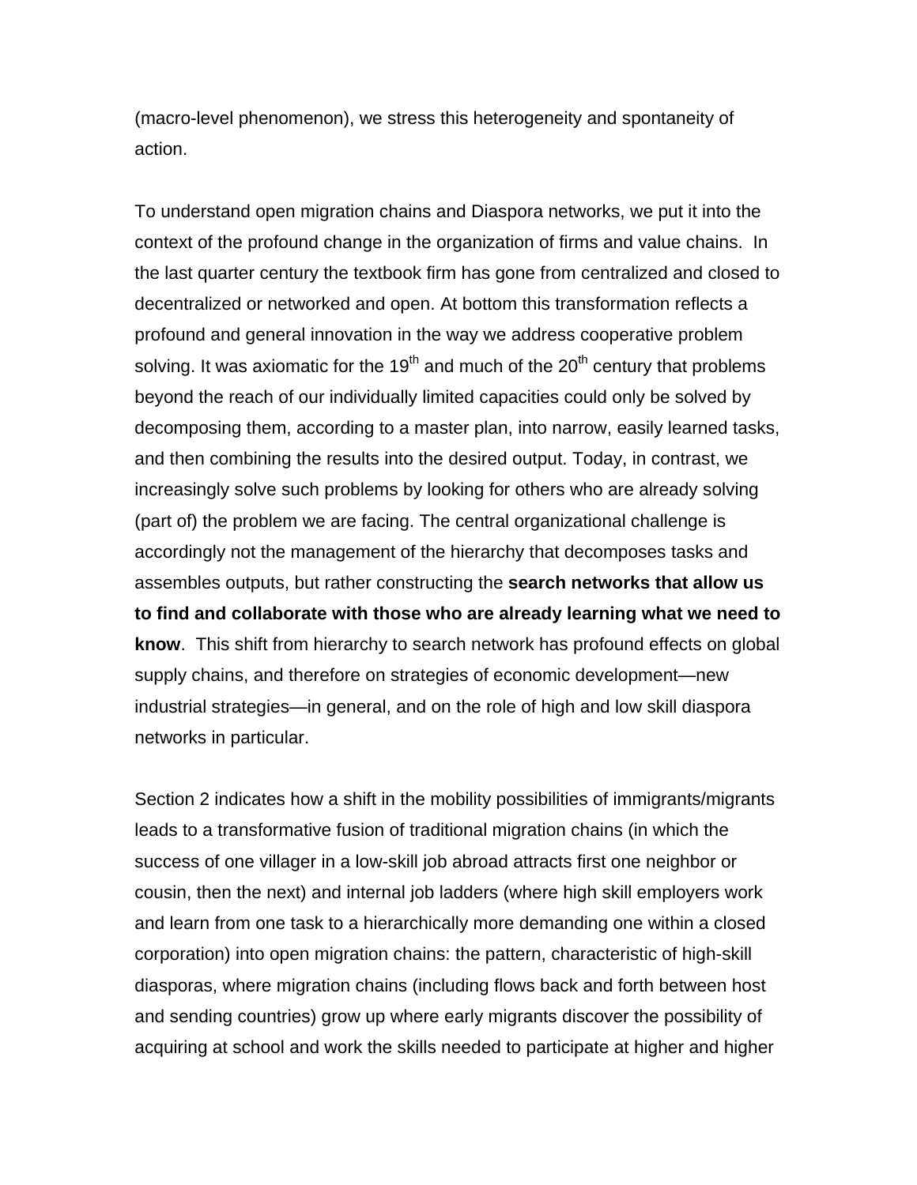(macro-level phenomenon), we stress this heterogeneity and spontaneity of action.

To understand open migration chains and Diaspora networks, we put it into the context of the profound change in the organization of firms and value chains. In the last quarter century the textbook firm has gone from centralized and closed to decentralized or networked and open. At bottom this transformation reflects a profound and general innovation in the way we address cooperative problem solving. It was axiomatic for the 19th and much of the 20th century that problems beyond the reach of our individually limited capacities could only be solved by decomposing them, according to a master plan, into narrow, easily learned tasks, and then combining the results into the desired output. Today, in contrast, we increasingly solve such problems by looking for others who are already solving (part of) the problem we are facing. The central organizational challenge is accordingly not the management of the hierarchy that decomposes tasks and assembles outputs, but rather constructing the **search networks that allow us to find and collaborate with those who are already learning what we need to know**. This shift from hierarchy to search network has profound effects on global supply chains, and therefore on strategies of economic development—new industrial strategies—in general, and on the role of high and low skill diaspora networks in particular.

Section 2 indicates how a shift in the mobility possibilities of immigrants/migrants leads to a transformative fusion of traditional migration chains (in which the success of one villager in a low-skill job abroad attracts first one neighbor or cousin, then the next) and internal job ladders (where high skill employers work and learn from one task to a hierarchically more demanding one within a closed corporation) into open migration chains: the pattern, characteristic of high-skill diasporas, where migration chains (including flows back and forth between host and sending countries) grow up where early migrants discover the possibility of acquiring at school and work the skills needed to participate at higher and higher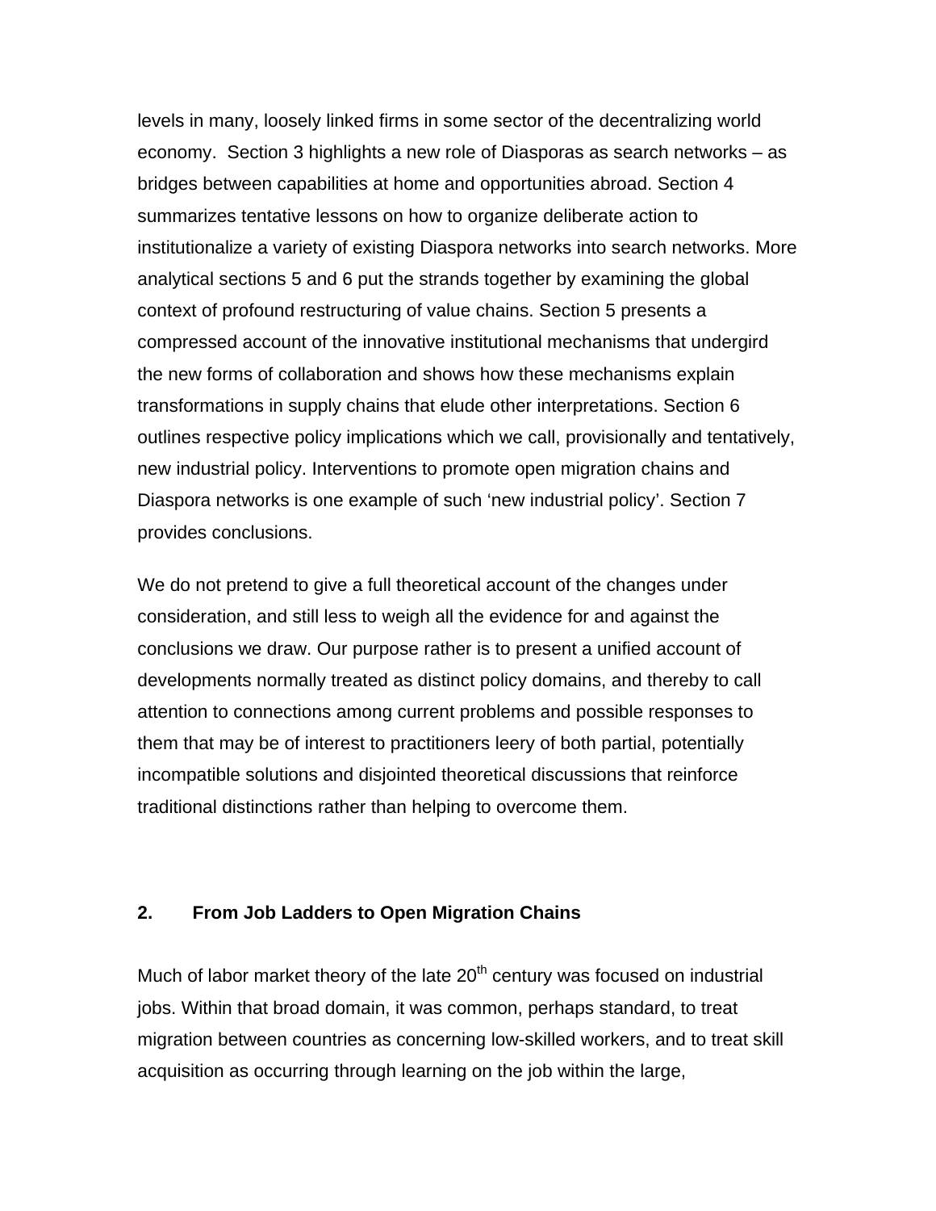levels in many, loosely linked firms in some sector of the decentralizing world economy. Section 3 highlights a new role of Diasporas as search networks – as bridges between capabilities at home and opportunities abroad. Section 4 summarizes tentative lessons on how to organize deliberate action to institutionalize a variety of existing Diaspora networks into search networks. More analytical sections 5 and 6 put the strands together by examining the global context of profound restructuring of value chains. Section 5 presents a compressed account of the innovative institutional mechanisms that undergird the new forms of collaboration and shows how these mechanisms explain transformations in supply chains that elude other interpretations. Section 6 outlines respective policy implications which we call, provisionally and tentatively, new industrial policy. Interventions to promote open migration chains and Diaspora networks is one example of such 'new industrial policy'. Section 7 provides conclusions.

We do not pretend to give a full theoretical account of the changes under consideration, and still less to weigh all the evidence for and against the conclusions we draw. Our purpose rather is to present a unified account of developments normally treated as distinct policy domains, and thereby to call attention to connections among current problems and possible responses to them that may be of interest to practitioners leery of both partial, potentially incompatible solutions and disjointed theoretical discussions that reinforce traditional distinctions rather than helping to overcome them.

## 2. From Job Ladders to Open Migration Chains

Much of labor market theory of the late 20th century was focused on industrial jobs. Within that broad domain, it was common, perhaps standard, to treat migration between countries as concerning low-skilled workers, and to treat skill acquisition as occurring through learning on the job within the large,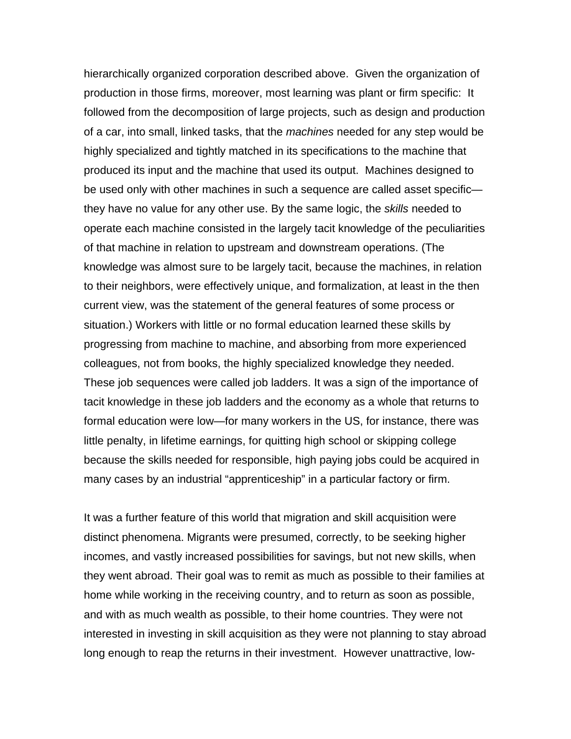hierarchically organized corporation described above. Given the organization of production in those firms, moreover, most learning was plant or firm specific: It followed from the decomposition of large projects, such as design and production of a car, into small, linked tasks, that the *machines* needed for any step would be highly specialized and tightly matched in its specifications to the machine that produced its input and the machine that used its output. Machines designed to be used only with other machines in such a sequence are called asset specific—they have no value for any other use. By the same logic, the *skills* needed to operate each machine consisted in the largely tacit knowledge of the peculiarities of that machine in relation to upstream and downstream operations. (The knowledge was almost sure to be largely tacit, because the machines, in relation to their neighbors, were effectively unique, and formalization, at least in the then current view, was the statement of the general features of some process or situation.) Workers with little or no formal education learned these skills by progressing from machine to machine, and absorbing from more experienced colleagues, not from books, the highly specialized knowledge they needed. These job sequences were called job ladders. It was a sign of the importance of tacit knowledge in these job ladders and the economy as a whole that returns to formal education were low—for many workers in the US, for instance, there was little penalty, in lifetime earnings, for quitting high school or skipping college because the skills needed for responsible, high paying jobs could be acquired in many cases by an industrial "apprenticeship" in a particular factory or firm.

It was a further feature of this world that migration and skill acquisition were distinct phenomena. Migrants were presumed, correctly, to be seeking higher incomes, and vastly increased possibilities for savings, but not new skills, when they went abroad. Their goal was to remit as much as possible to their families at home while working in the receiving country, and to return as soon as possible, and with as much wealth as possible, to their home countries. They were not interested in investing in skill acquisition as they were not planning to stay abroad long enough to reap the returns in their investment. However unattractive, low-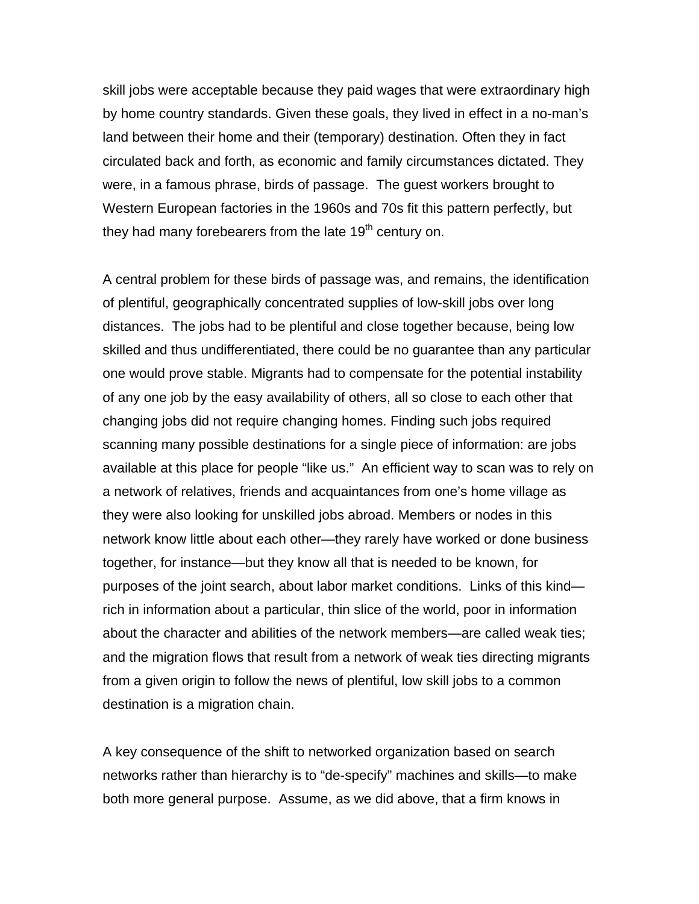skill jobs were acceptable because they paid wages that were extraordinary high by home country standards. Given these goals, they lived in effect in a no-man's land between their home and their (temporary) destination. Often they in fact circulated back and forth, as economic and family circumstances dictated. They were, in a famous phrase, birds of passage. The guest workers brought to Western European factories in the 1960s and 70s fit this pattern perfectly, but they had many forebearers from the late 19th century on.

A central problem for these birds of passage was, and remains, the identification of plentiful, geographically concentrated supplies of low-skill jobs over long distances. The jobs had to be plentiful and close together because, being low skilled and thus undifferentiated, there could be no guarantee than any particular one would prove stable. Migrants had to compensate for the potential instability of any one job by the easy availability of others, all so close to each other that changing jobs did not require changing homes. Finding such jobs required scanning many possible destinations for a single piece of information: are jobs available at this place for people "like us." An efficient way to scan was to rely on a network of relatives, friends and acquaintances from one's home village as they were also looking for unskilled jobs abroad. Members or nodes in this network know little about each other—they rarely have worked or done business together, for instance—but they know all that is needed to be known, for purposes of the joint search, about labor market conditions. Links of this kind—rich in information about a particular, thin slice of the world, poor in information about the character and abilities of the network members—are called weak ties; and the migration flows that result from a network of weak ties directing migrants from a given origin to follow the news of plentiful, low skill jobs to a common destination is a migration chain.

A key consequence of the shift to networked organization based on search networks rather than hierarchy is to "de-specify" machines and skills—to make both more general purpose. Assume, as we did above, that a firm knows in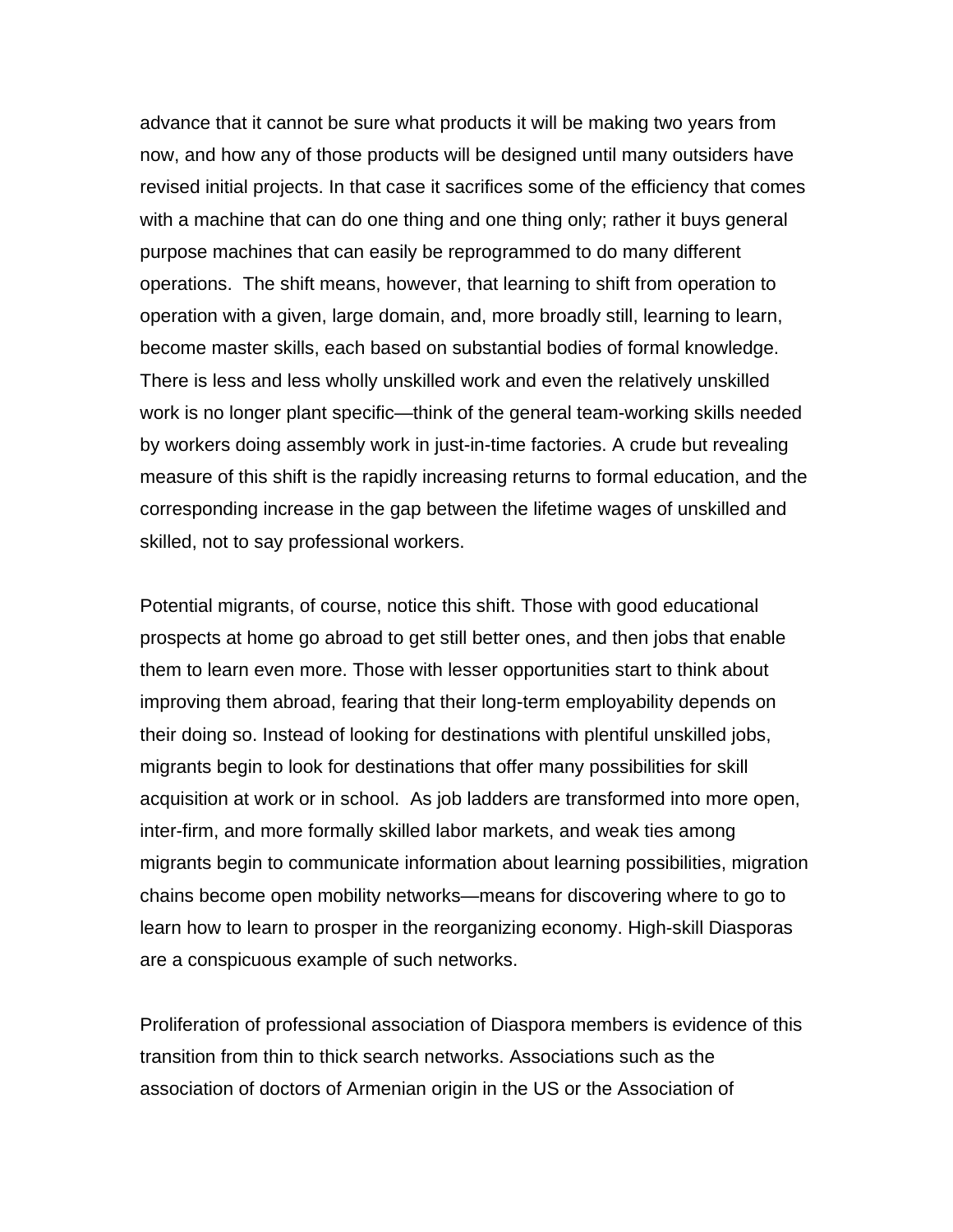advance that it cannot be sure what products it will be making two years from now, and how any of those products will be designed until many outsiders have revised initial projects. In that case it sacrifices some of the efficiency that comes with a machine that can do one thing and one thing only; rather it buys general purpose machines that can easily be reprogrammed to do many different operations. The shift means, however, that learning to shift from operation to operation with a given, large domain, and, more broadly still, learning to learn, become master skills, each based on substantial bodies of formal knowledge. There is less and less wholly unskilled work and even the relatively unskilled work is no longer plant specific—think of the general team-working skills needed by workers doing assembly work in just-in-time factories. A crude but revealing measure of this shift is the rapidly increasing returns to formal education, and the corresponding increase in the gap between the lifetime wages of unskilled and skilled, not to say professional workers.

Potential migrants, of course, notice this shift. Those with good educational prospects at home go abroad to get still better ones, and then jobs that enable them to learn even more. Those with lesser opportunities start to think about improving them abroad, fearing that their long-term employability depends on their doing so. Instead of looking for destinations with plentiful unskilled jobs, migrants begin to look for destinations that offer many possibilities for skill acquisition at work or in school. As job ladders are transformed into more open, inter-firm, and more formally skilled labor markets, and weak ties among migrants begin to communicate information about learning possibilities, migration chains become open mobility networks—means for discovering where to go to learn how to learn to prosper in the reorganizing economy. High-skill Diasporas are a conspicuous example of such networks.

Proliferation of professional association of Diaspora members is evidence of this transition from thin to thick search networks. Associations such as the association of doctors of Armenian origin in the US or the Association of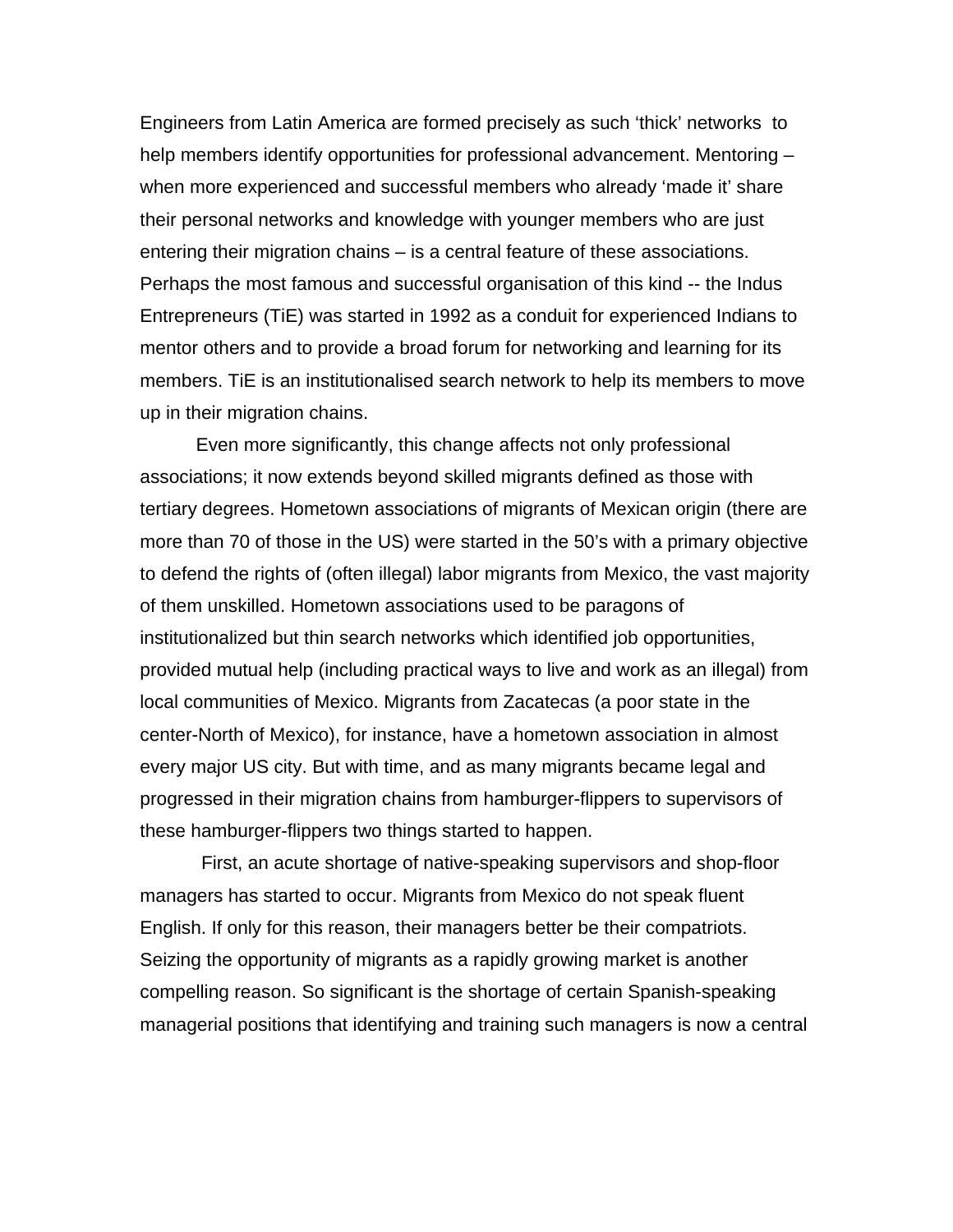Engineers from Latin America are formed precisely as such ‘thick’ networks to help members identify opportunities for professional advancement. Mentoring – when more experienced and successful members who already ‘made it’ share their personal networks and knowledge with younger members who are just entering their migration chains – is a central feature of these associations. Perhaps the most famous and successful organisation of this kind -- the Indus Entrepreneurs (TiE) was started in 1992 as a conduit for experienced Indians to mentor others and to provide a broad forum for networking and learning for its members. TiE is an institutionalised search network to help its members to move up in their migration chains.

Even more significantly, this change affects not only professional associations; it now extends beyond skilled migrants defined as those with tertiary degrees. Hometown associations of migrants of Mexican origin (there are more than 70 of those in the US) were started in the 50’s with a primary objective to defend the rights of (often illegal) labor migrants from Mexico, the vast majority of them unskilled. Hometown associations used to be paragons of institutionalized but thin search networks which identified job opportunities, provided mutual help (including practical ways to live and work as an illegal) from local communities of Mexico. Migrants from Zacatecas (a poor state in the center-North of Mexico), for instance, have a hometown association in almost every major US city. But with time, and as many migrants became legal and progressed in their migration chains from hamburger-flippers to supervisors of these hamburger-flippers two things started to happen.

First, an acute shortage of native-speaking supervisors and shop-floor managers has started to occur. Migrants from Mexico do not speak fluent English. If only for this reason, their managers better be their compatriots. Seizing the opportunity of migrants as a rapidly growing market is another compelling reason. So significant is the shortage of certain Spanish-speaking managerial positions that identifying and training such managers is now a central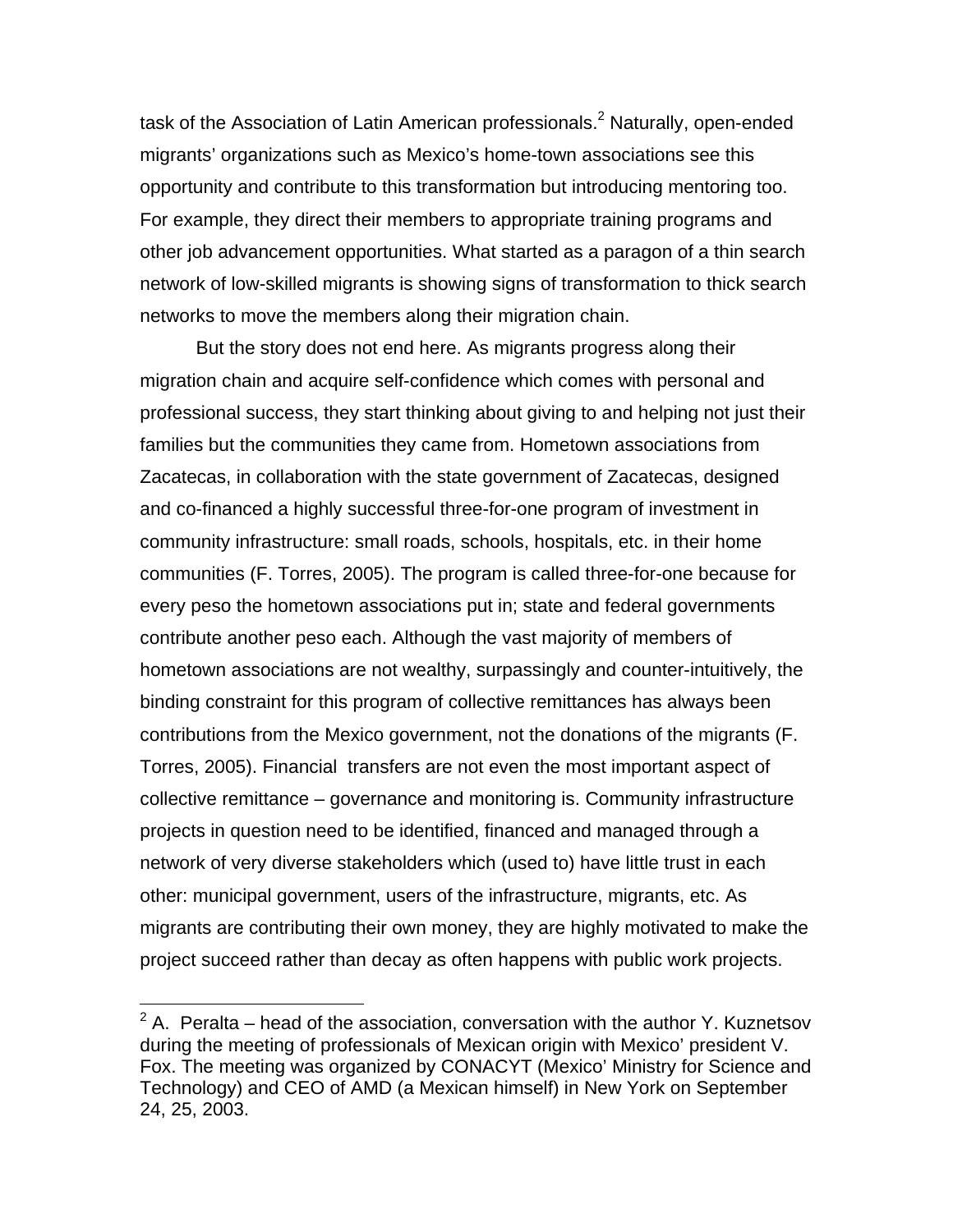task of the Association of Latin American professionals.[2] Naturally, open-ended migrants' organizations such as Mexico's home-town associations see this opportunity and contribute to this transformation but introducing mentoring too. For example, they direct their members to appropriate training programs and other job advancement opportunities. What started as a paragon of a thin search network of low-skilled migrants is showing signs of transformation to thick search networks to move the members along their migration chain.

But the story does not end here. As migrants progress along their migration chain and acquire self-confidence which comes with personal and professional success, they start thinking about giving to and helping not just their families but the communities they came from. Hometown associations from Zacatecas, in collaboration with the state government of Zacatecas, designed and co-financed a highly successful three-for-one program of investment in community infrastructure: small roads, schools, hospitals, etc. in their home communities (F. Torres, 2005). The program is called three-for-one because for every peso the hometown associations put in; state and federal governments contribute another peso each. Although the vast majority of members of hometown associations are not wealthy, surpassingly and counter-intuitively, the binding constraint for this program of collective remittances has always been contributions from the Mexico government, not the donations of the migrants (F. Torres, 2005). Financial transfers are not even the most important aspect of collective remittance – governance and monitoring is. Community infrastructure projects in question need to be identified, financed and managed through a network of very diverse stakeholders which (used to) have little trust in each other: municipal government, users of the infrastructure, migrants, etc. As migrants are contributing their own money, they are highly motivated to make the project succeed rather than decay as often happens with public work projects.

[2] A. Peralta – head of the association, conversation with the author Y. Kuznetsov during the meeting of professionals of Mexican origin with Mexico' president V. Fox. The meeting was organized by CONACYT (Mexico' Ministry for Science and Technology) and CEO of AMD (a Mexican himself) in New York on September 24, 25, 2003.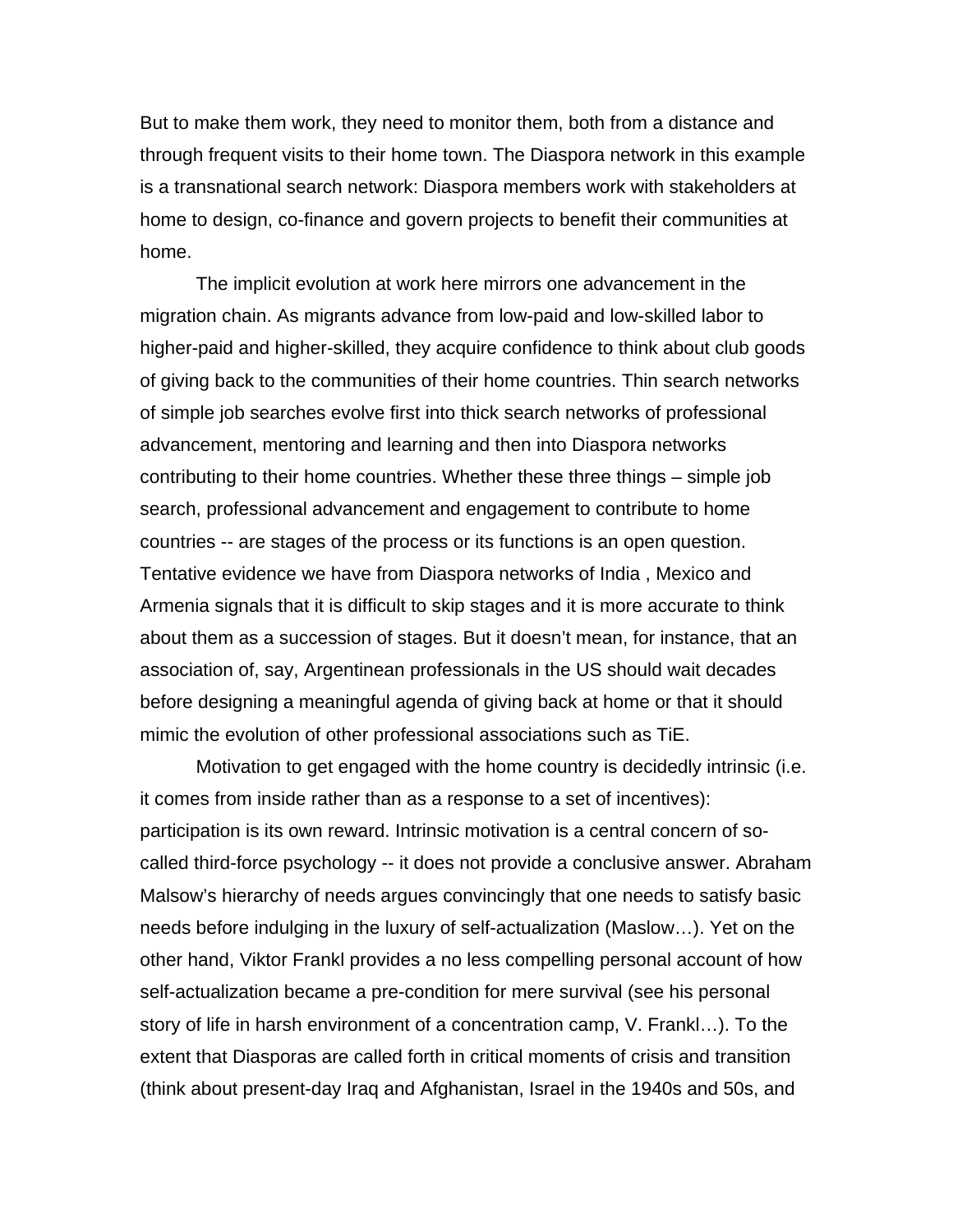But to make them work, they need to monitor them, both from a distance and through frequent visits to their home town. The Diaspora network in this example is a transnational search network: Diaspora members work with stakeholders at home to design, co-finance and govern projects to benefit their communities at home.

The implicit evolution at work here mirrors one advancement in the migration chain. As migrants advance from low-paid and low-skilled labor to higher-paid and higher-skilled, they acquire confidence to think about club goods of giving back to the communities of their home countries. Thin search networks of simple job searches evolve first into thick search networks of professional advancement, mentoring and learning and then into Diaspora networks contributing to their home countries. Whether these three things – simple job search, professional advancement and engagement to contribute to home countries -- are stages of the process or its functions is an open question. Tentative evidence we have from Diaspora networks of India , Mexico and Armenia signals that it is difficult to skip stages and it is more accurate to think about them as a succession of stages. But it doesn't mean, for instance, that an association of, say, Argentinean professionals in the US should wait decades before designing a meaningful agenda of giving back at home or that it should mimic the evolution of other professional associations such as TiE.

Motivation to get engaged with the home country is decidedly intrinsic (i.e. it comes from inside rather than as a response to a set of incentives): participation is its own reward. Intrinsic motivation is a central concern of so-called third-force psychology -- it does not provide a conclusive answer. Abraham Malsow's hierarchy of needs argues convincingly that one needs to satisfy basic needs before indulging in the luxury of self-actualization (Maslow…). Yet on the other hand, Viktor Frankl provides a no less compelling personal account of how self-actualization became a pre-condition for mere survival (see his personal story of life in harsh environment of a concentration camp, V. Frankl…). To the extent that Diasporas are called forth in critical moments of crisis and transition (think about present-day Iraq and Afghanistan, Israel in the 1940s and 50s, and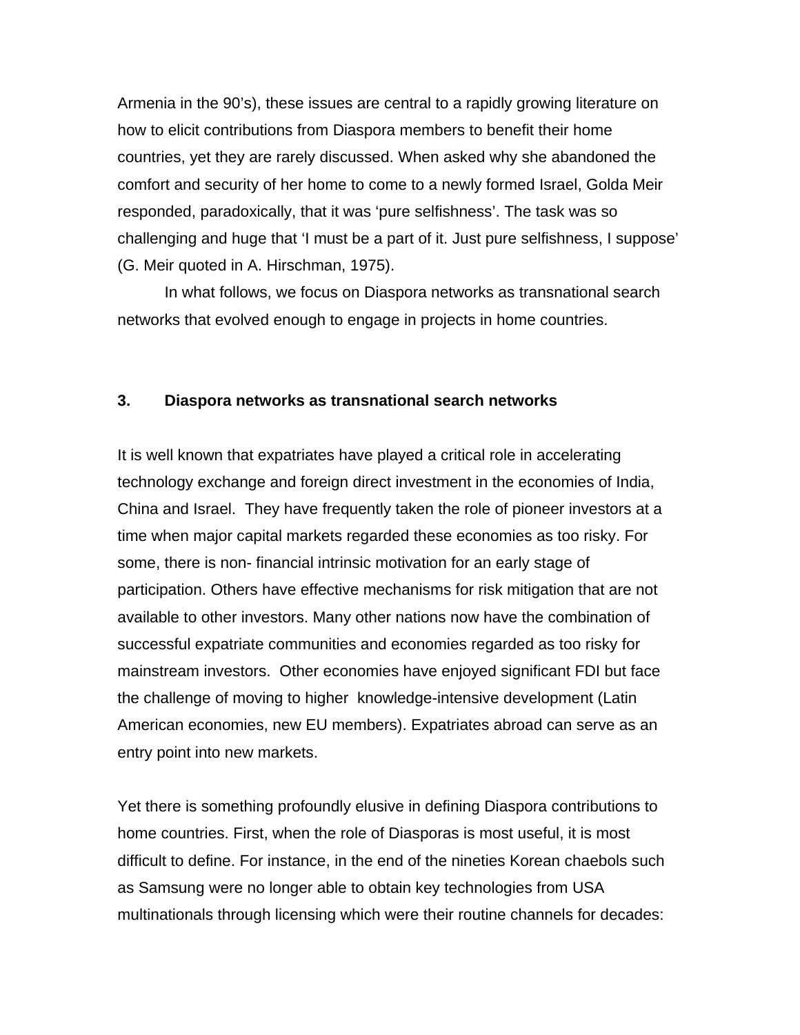Armenia in the 90's), these issues are central to a rapidly growing literature on how to elicit contributions from Diaspora members to benefit their home countries, yet they are rarely discussed. When asked why she abandoned the comfort and security of her home to come to a newly formed Israel, Golda Meir responded, paradoxically, that it was 'pure selfishness'. The task was so challenging and huge that 'I must be a part of it. Just pure selfishness, I suppose' (G. Meir quoted in A. Hirschman, 1975).

In what follows, we focus on Diaspora networks as transnational search networks that evolved enough to engage in projects in home countries.

### 3. Diaspora networks as transnational search networks

It is well known that expatriates have played a critical role in accelerating technology exchange and foreign direct investment in the economies of India, China and Israel. They have frequently taken the role of pioneer investors at a time when major capital markets regarded these economies as too risky. For some, there is non- financial intrinsic motivation for an early stage of participation. Others have effective mechanisms for risk mitigation that are not available to other investors. Many other nations now have the combination of successful expatriate communities and economies regarded as too risky for mainstream investors. Other economies have enjoyed significant FDI but face the challenge of moving to higher knowledge-intensive development (Latin American economies, new EU members). Expatriates abroad can serve as an entry point into new markets.

Yet there is something profoundly elusive in defining Diaspora contributions to home countries. First, when the role of Diasporas is most useful, it is most difficult to define. For instance, in the end of the nineties Korean chaebols such as Samsung were no longer able to obtain key technologies from USA multinationals through licensing which were their routine channels for decades: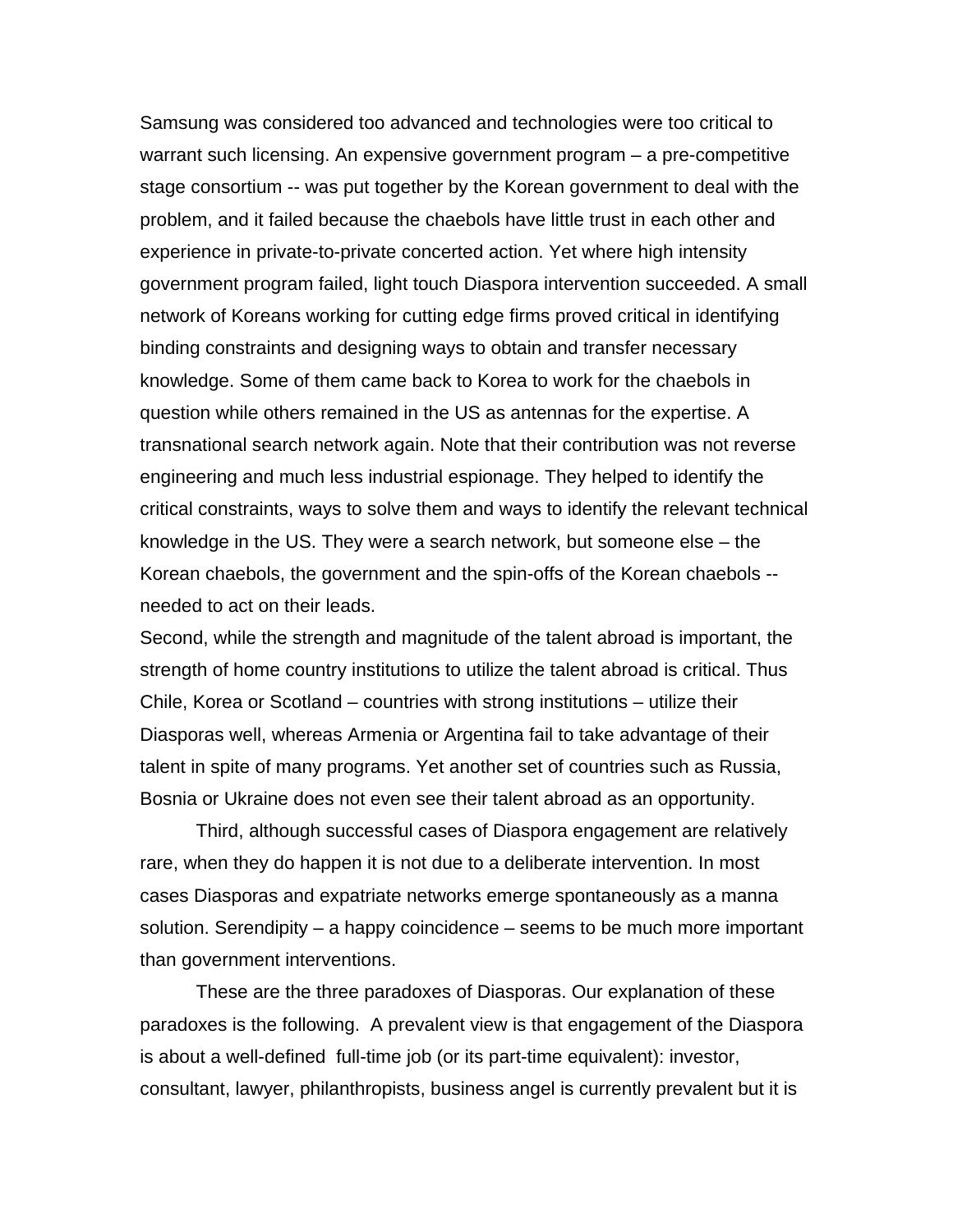Samsung was considered too advanced and technologies were too critical to warrant such licensing. An expensive government program – a pre-competitive stage consortium -- was put together by the Korean government to deal with the problem, and it failed because the chaebols have little trust in each other and experience in private-to-private concerted action. Yet where high intensity government program failed, light touch Diaspora intervention succeeded. A small network of Koreans working for cutting edge firms proved critical in identifying binding constraints and designing ways to obtain and transfer necessary knowledge. Some of them came back to Korea to work for the chaebols in question while others remained in the US as antennas for the expertise. A transnational search network again. Note that their contribution was not reverse engineering and much less industrial espionage. They helped to identify the critical constraints, ways to solve them and ways to identify the relevant technical knowledge in the US. They were a search network, but someone else – the Korean chaebols, the government and the spin-offs of the Korean chaebols -- needed to act on their leads.

Second, while the strength and magnitude of the talent abroad is important, the strength of home country institutions to utilize the talent abroad is critical. Thus Chile, Korea or Scotland – countries with strong institutions – utilize their Diasporas well, whereas Armenia or Argentina fail to take advantage of their talent in spite of many programs. Yet another set of countries such as Russia, Bosnia or Ukraine does not even see their talent abroad as an opportunity.

Third, although successful cases of Diaspora engagement are relatively rare, when they do happen it is not due to a deliberate intervention. In most cases Diasporas and expatriate networks emerge spontaneously as a manna solution. Serendipity – a happy coincidence – seems to be much more important than government interventions.

These are the three paradoxes of Diasporas. Our explanation of these paradoxes is the following. A prevalent view is that engagement of the Diaspora is about a well-defined full-time job (or its part-time equivalent): investor, consultant, lawyer, philanthropists, business angel is currently prevalent but it is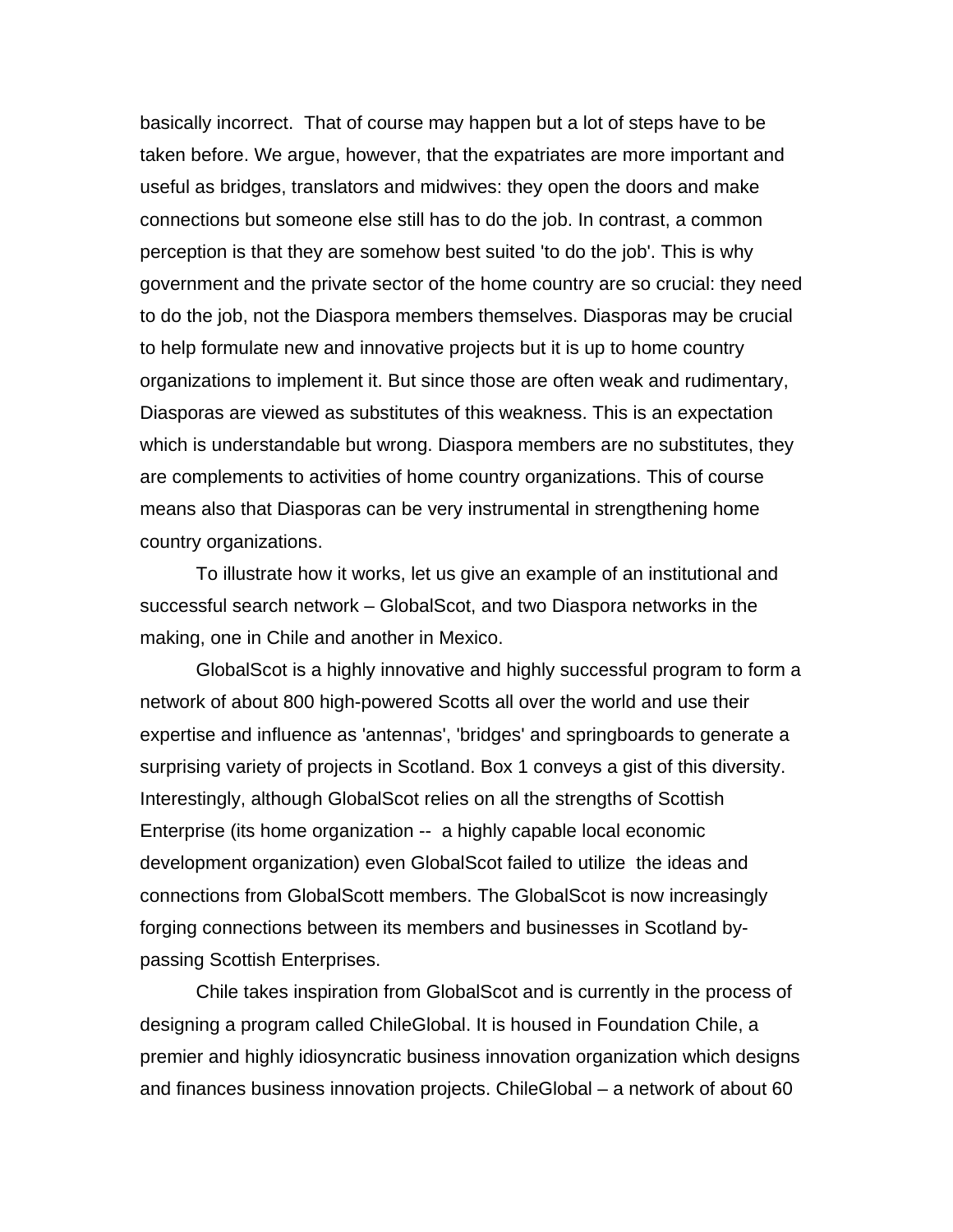basically incorrect. That of course may happen but a lot of steps have to be taken before. We argue, however, that the expatriates are more important and useful as bridges, translators and midwives: they open the doors and make connections but someone else still has to do the job. In contrast, a common perception is that they are somehow best suited 'to do the job'. This is why government and the private sector of the home country are so crucial: they need to do the job, not the Diaspora members themselves. Diasporas may be crucial to help formulate new and innovative projects but it is up to home country organizations to implement it. But since those are often weak and rudimentary, Diasporas are viewed as substitutes of this weakness. This is an expectation which is understandable but wrong. Diaspora members are no substitutes, they are complements to activities of home country organizations. This of course means also that Diasporas can be very instrumental in strengthening home country organizations.

To illustrate how it works, let us give an example of an institutional and successful search network – GlobalScot, and two Diaspora networks in the making, one in Chile and another in Mexico.

GlobalScot is a highly innovative and highly successful program to form a network of about 800 high-powered Scotts all over the world and use their expertise and influence as 'antennas', 'bridges' and springboards to generate a surprising variety of projects in Scotland. Box 1 conveys a gist of this diversity. Interestingly, although GlobalScot relies on all the strengths of Scottish Enterprise (its home organization -- a highly capable local economic development organization) even GlobalScot failed to utilize the ideas and connections from GlobalScott members. The GlobalScot is now increasingly forging connections between its members and businesses in Scotland by-passing Scottish Enterprises.

Chile takes inspiration from GlobalScot and is currently in the process of designing a program called ChileGlobal. It is housed in Foundation Chile, a premier and highly idiosyncratic business innovation organization which designs and finances business innovation projects. ChileGlobal – a network of about 60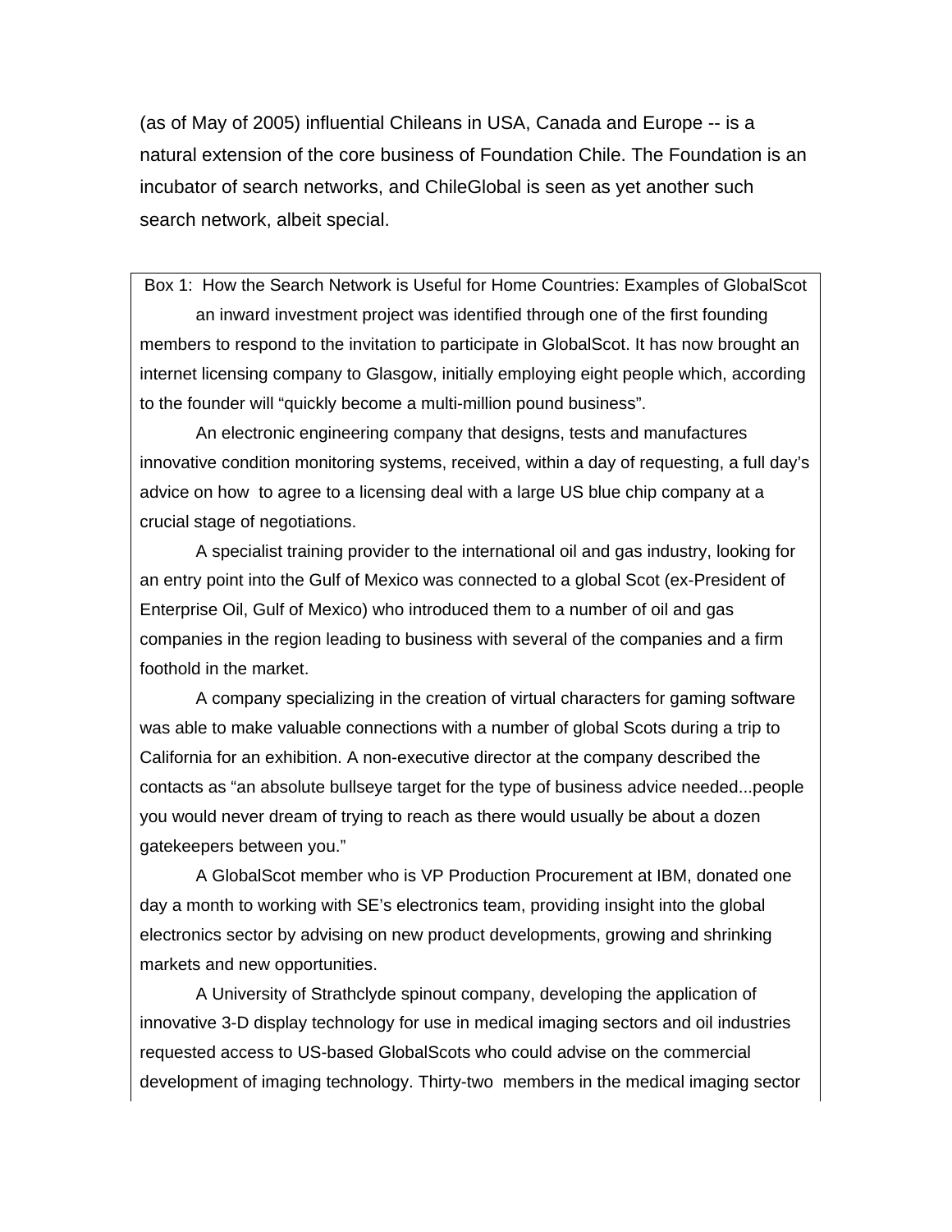(as of May of 2005) influential Chileans in USA, Canada and Europe -- is a natural extension of the core business of Foundation Chile. The Foundation is an incubator of search networks, and ChileGlobal is seen as yet another such search network, albeit special.

Box 1: How the Search Network is Useful for Home Countries: Examples of GlobalScot

an inward investment project was identified through one of the first founding members to respond to the invitation to participate in GlobalScot. It has now brought an internet licensing company to Glasgow, initially employing eight people which, according to the founder will "quickly become a multi-million pound business".

An electronic engineering company that designs, tests and manufactures innovative condition monitoring systems, received, within a day of requesting, a full day's advice on how to agree to a licensing deal with a large US blue chip company at a crucial stage of negotiations.

A specialist training provider to the international oil and gas industry, looking for an entry point into the Gulf of Mexico was connected to a global Scot (ex-President of Enterprise Oil, Gulf of Mexico) who introduced them to a number of oil and gas companies in the region leading to business with several of the companies and a firm foothold in the market.

A company specializing in the creation of virtual characters for gaming software was able to make valuable connections with a number of global Scots during a trip to California for an exhibition. A non-executive director at the company described the contacts as "an absolute bullseye target for the type of business advice needed...people you would never dream of trying to reach as there would usually be about a dozen gatekeepers between you."

A GlobalScot member who is VP Production Procurement at IBM, donated one day a month to working with SE's electronics team, providing insight into the global electronics sector by advising on new product developments, growing and shrinking markets and new opportunities.

A University of Strathclyde spinout company, developing the application of innovative 3-D display technology for use in medical imaging sectors and oil industries requested access to US-based GlobalScots who could advise on the commercial development of imaging technology. Thirty-two members in the medical imaging sector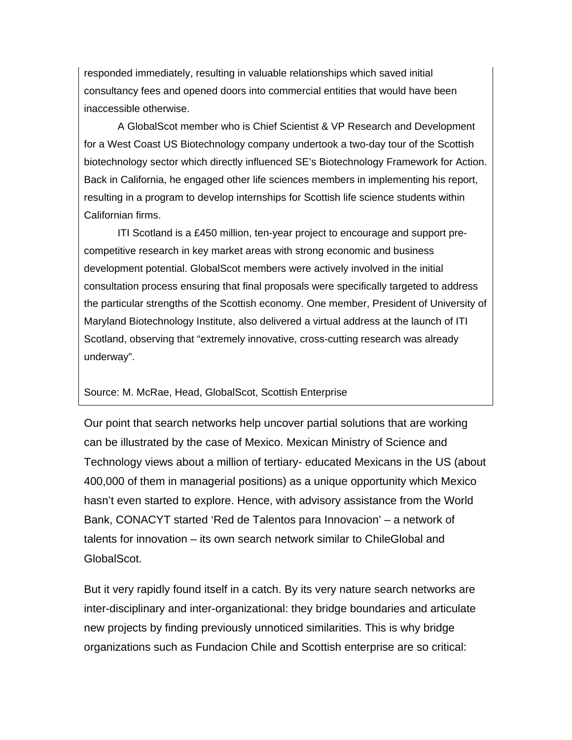responded immediately, resulting in valuable relationships which saved initial consultancy fees and opened doors into commercial entities that would have been inaccessible otherwise.

A GlobalScot member who is Chief Scientist & VP Research and Development for a West Coast US Biotechnology company undertook a two-day tour of the Scottish biotechnology sector which directly influenced SE's Biotechnology Framework for Action. Back in California, he engaged other life sciences members in implementing his report, resulting in a program to develop internships for Scottish life science students within Californian firms.

ITI Scotland is a £450 million, ten-year project to encourage and support pre-competitive research in key market areas with strong economic and business development potential. GlobalScot members were actively involved in the initial consultation process ensuring that final proposals were specifically targeted to address the particular strengths of the Scottish economy. One member, President of University of Maryland Biotechnology Institute, also delivered a virtual address at the launch of ITI Scotland, observing that "extremely innovative, cross-cutting research was already underway".

Source: M. McRae, Head, GlobalScot, Scottish Enterprise

Our point that search networks help uncover partial solutions that are working can be illustrated by the case of Mexico. Mexican Ministry of Science and Technology views about a million of tertiary- educated Mexicans in the US (about 400,000 of them in managerial positions) as a unique opportunity which Mexico hasn't even started to explore. Hence, with advisory assistance from the World Bank, CONACYT started 'Red de Talentos para Innovacion' – a network of talents for innovation – its own search network similar to ChileGlobal and GlobalScot.

But it very rapidly found itself in a catch. By its very nature search networks are inter-disciplinary and inter-organizational: they bridge boundaries and articulate new projects by finding previously unnoticed similarities. This is why bridge organizations such as Fundacion Chile and Scottish enterprise are so critical: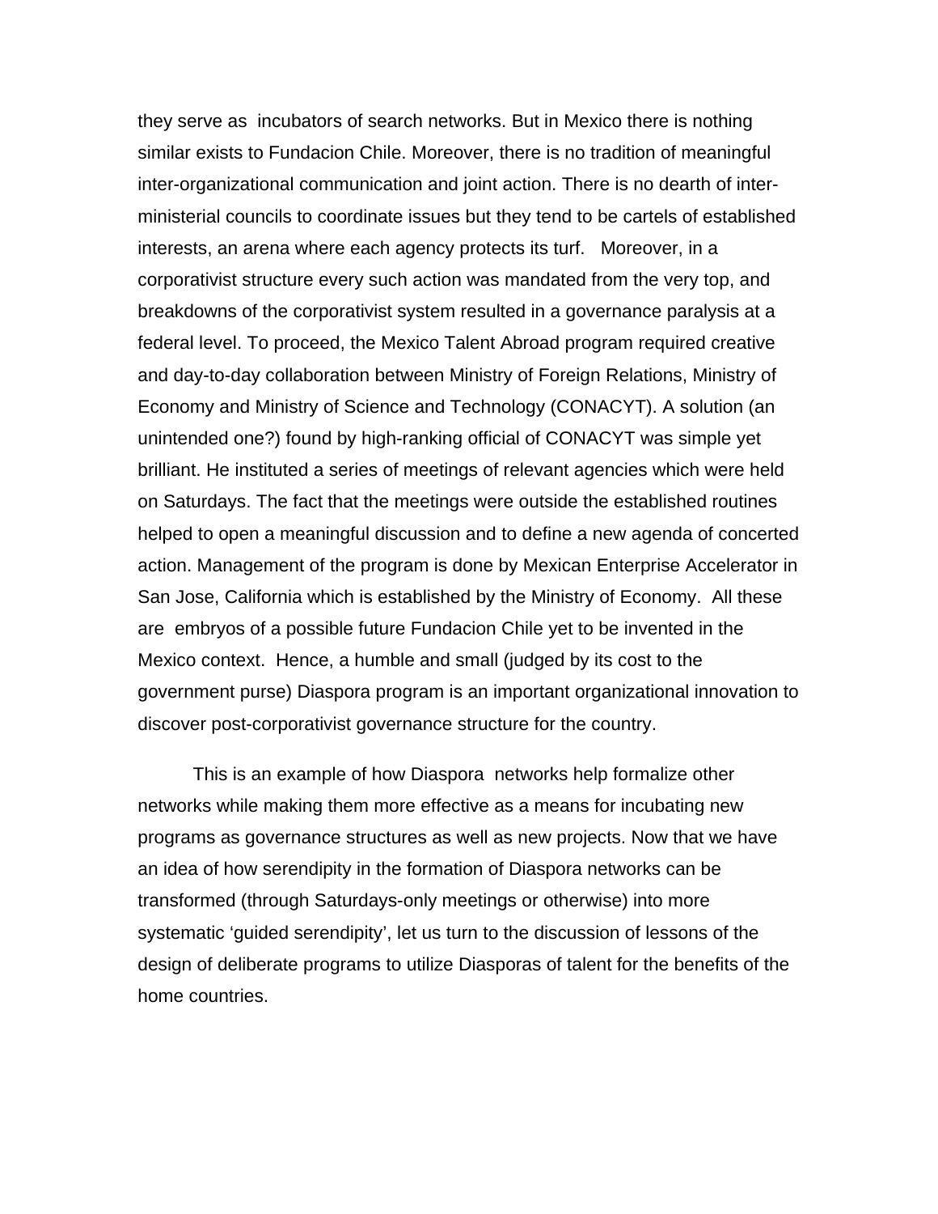they serve as incubators of search networks. But in Mexico there is nothing similar exists to Fundacion Chile. Moreover, there is no tradition of meaningful inter-organizational communication and joint action. There is no dearth of inter-ministerial councils to coordinate issues but they tend to be cartels of established interests, an arena where each agency protects its turf. Moreover, in a corporativist structure every such action was mandated from the very top, and breakdowns of the corporativist system resulted in a governance paralysis at a federal level. To proceed, the Mexico Talent Abroad program required creative and day-to-day collaboration between Ministry of Foreign Relations, Ministry of Economy and Ministry of Science and Technology (CONACYT). A solution (an unintended one?) found by high-ranking official of CONACYT was simple yet brilliant. He instituted a series of meetings of relevant agencies which were held on Saturdays. The fact that the meetings were outside the established routines helped to open a meaningful discussion and to define a new agenda of concerted action. Management of the program is done by Mexican Enterprise Accelerator in San Jose, California which is established by the Ministry of Economy. All these are embryos of a possible future Fundacion Chile yet to be invented in the Mexico context. Hence, a humble and small (judged by its cost to the government purse) Diaspora program is an important organizational innovation to discover post-corporativist governance structure for the country.

This is an example of how Diaspora networks help formalize other networks while making them more effective as a means for incubating new programs as governance structures as well as new projects. Now that we have an idea of how serendipity in the formation of Diaspora networks can be transformed (through Saturdays-only meetings or otherwise) into more systematic 'guided serendipity', let us turn to the discussion of lessons of the design of deliberate programs to utilize Diasporas of talent for the benefits of the home countries.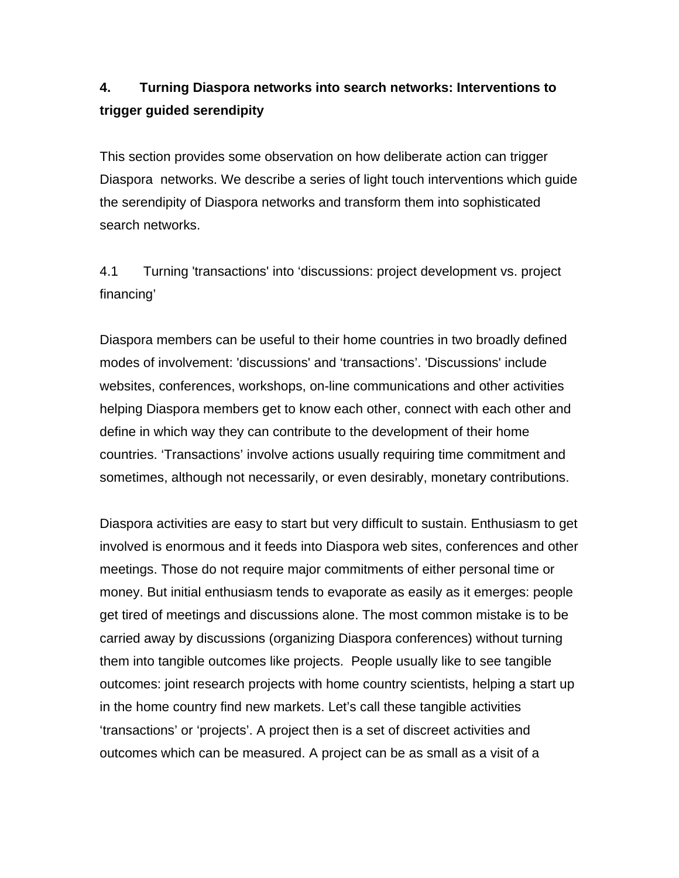## 4. Turning Diaspora networks into search networks: Interventions to trigger guided serendipity

This section provides some observation on how deliberate action can trigger Diaspora networks. We describe a series of light touch interventions which guide the serendipity of Diaspora networks and transform them into sophisticated search networks.

### 4.1 Turning 'transactions' into 'discussions: project development vs. project financing'

Diaspora members can be useful to their home countries in two broadly defined modes of involvement: 'discussions' and 'transactions'. 'Discussions' include websites, conferences, workshops, on-line communications and other activities helping Diaspora members get to know each other, connect with each other and define in which way they can contribute to the development of their home countries. 'Transactions' involve actions usually requiring time commitment and sometimes, although not necessarily, or even desirably, monetary contributions.

Diaspora activities are easy to start but very difficult to sustain. Enthusiasm to get involved is enormous and it feeds into Diaspora web sites, conferences and other meetings. Those do not require major commitments of either personal time or money. But initial enthusiasm tends to evaporate as easily as it emerges: people get tired of meetings and discussions alone. The most common mistake is to be carried away by discussions (organizing Diaspora conferences) without turning them into tangible outcomes like projects. People usually like to see tangible outcomes: joint research projects with home country scientists, helping a start up in the home country find new markets. Let's call these tangible activities 'transactions' or 'projects'. A project then is a set of discreet activities and outcomes which can be measured. A project can be as small as a visit of a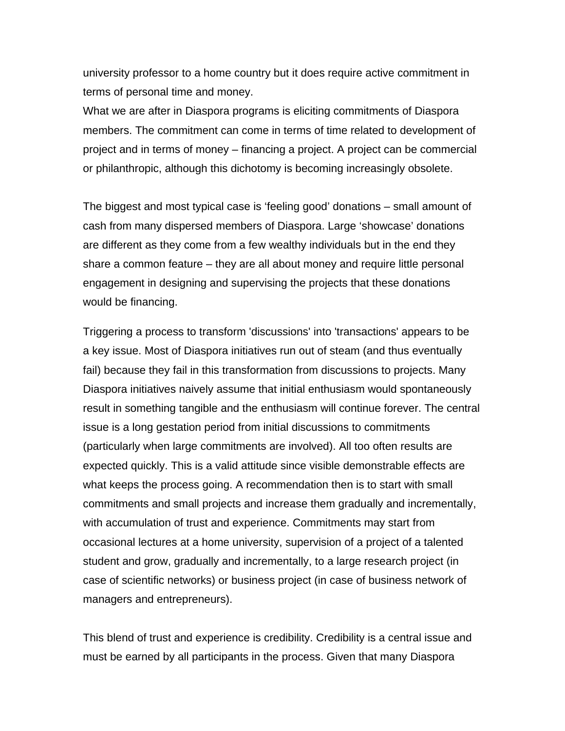university professor to a home country but it does require active commitment in terms of personal time and money.
What we are after in Diaspora programs is eliciting commitments of Diaspora members. The commitment can come in terms of time related to development of project and in terms of money – financing a project. A project can be commercial or philanthropic, although this dichotomy is becoming increasingly obsolete.

The biggest and most typical case is 'feeling good' donations – small amount of cash from many dispersed members of Diaspora. Large 'showcase' donations are different as they come from a few wealthy individuals but in the end they share a common feature – they are all about money and require little personal engagement in designing and supervising the projects that these donations would be financing.

Triggering a process to transform 'discussions' into 'transactions' appears to be a key issue. Most of Diaspora initiatives run out of steam (and thus eventually fail) because they fail in this transformation from discussions to projects. Many Diaspora initiatives naively assume that initial enthusiasm would spontaneously result in something tangible and the enthusiasm will continue forever. The central issue is a long gestation period from initial discussions to commitments (particularly when large commitments are involved). All too often results are expected quickly. This is a valid attitude since visible demonstrable effects are what keeps the process going. A recommendation then is to start with small commitments and small projects and increase them gradually and incrementally, with accumulation of trust and experience. Commitments may start from occasional lectures at a home university, supervision of a project of a talented student and grow, gradually and incrementally, to a large research project (in case of scientific networks) or business project (in case of business network of managers and entrepreneurs).

This blend of trust and experience is credibility. Credibility is a central issue and must be earned by all participants in the process. Given that many Diaspora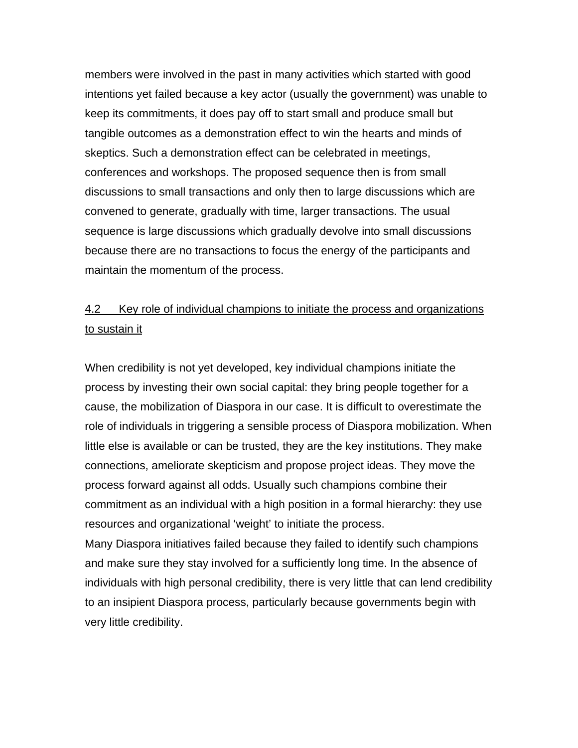members were involved in the past in many activities which started with good intentions yet failed because a key actor (usually the government) was unable to keep its commitments, it does pay off to start small and produce small but tangible outcomes as a demonstration effect to win the hearts and minds of skeptics. Such a demonstration effect can be celebrated in meetings, conferences and workshops. The proposed sequence then is from small discussions to small transactions and only then to large discussions which are convened to generate, gradually with time, larger transactions. The usual sequence is large discussions which gradually devolve into small discussions because there are no transactions to focus the energy of the participants and maintain the momentum of the process.

### 4.2 Key role of individual champions to initiate the process and organizations to sustain it

When credibility is not yet developed, key individual champions initiate the process by investing their own social capital: they bring people together for a cause, the mobilization of Diaspora in our case. It is difficult to overestimate the role of individuals in triggering a sensible process of Diaspora mobilization. When little else is available or can be trusted, they are the key institutions. They make connections, ameliorate skepticism and propose project ideas. They move the process forward against all odds. Usually such champions combine their commitment as an individual with a high position in a formal hierarchy: they use resources and organizational 'weight' to initiate the process.

Many Diaspora initiatives failed because they failed to identify such champions and make sure they stay involved for a sufficiently long time. In the absence of individuals with high personal credibility, there is very little that can lend credibility to an insipient Diaspora process, particularly because governments begin with very little credibility.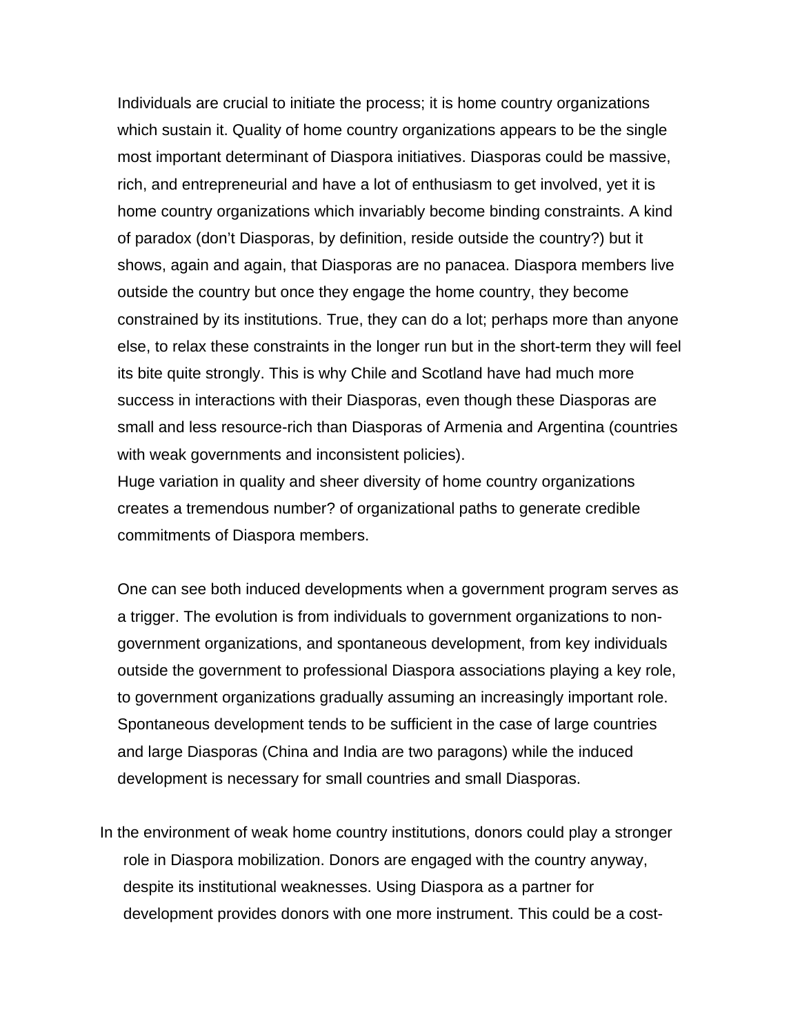Individuals are crucial to initiate the process; it is home country organizations which sustain it. Quality of home country organizations appears to be the single most important determinant of Diaspora initiatives. Diasporas could be massive, rich, and entrepreneurial and have a lot of enthusiasm to get involved, yet it is home country organizations which invariably become binding constraints. A kind of paradox (don't Diasporas, by definition, reside outside the country?) but it shows, again and again, that Diasporas are no panacea. Diaspora members live outside the country but once they engage the home country, they become constrained by its institutions. True, they can do a lot; perhaps more than anyone else, to relax these constraints in the longer run but in the short-term they will feel its bite quite strongly. This is why Chile and Scotland have had much more success in interactions with their Diasporas, even though these Diasporas are small and less resource-rich than Diasporas of Armenia and Argentina (countries with weak governments and inconsistent policies).
Huge variation in quality and sheer diversity of home country organizations creates a tremendous number? of organizational paths to generate credible commitments of Diaspora members.

One can see both induced developments when a government program serves as a trigger. The evolution is from individuals to government organizations to non-government organizations, and spontaneous development, from key individuals outside the government to professional Diaspora associations playing a key role, to government organizations gradually assuming an increasingly important role. Spontaneous development tends to be sufficient in the case of large countries and large Diasporas (China and India are two paragons) while the induced development is necessary for small countries and small Diasporas.

In the environment of weak home country institutions, donors could play a stronger role in Diaspora mobilization. Donors are engaged with the country anyway, despite its institutional weaknesses. Using Diaspora as a partner for development provides donors with one more instrument. This could be a cost-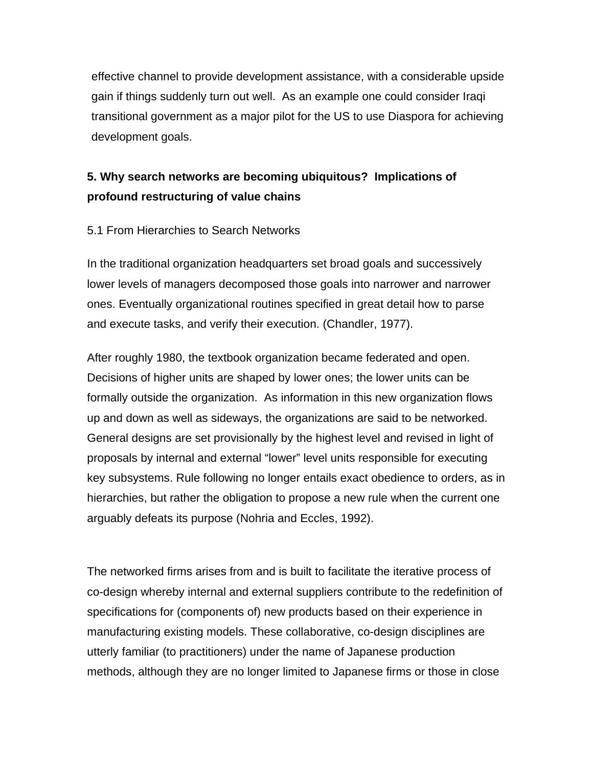effective channel to provide development assistance, with a considerable upside gain if things suddenly turn out well. As an example one could consider Iraqi transitional government as a major pilot for the US to use Diaspora for achieving development goals.

## 5. Why search networks are becoming ubiquitous? Implications of profound restructuring of value chains

### 5.1 From Hierarchies to Search Networks

In the traditional organization headquarters set broad goals and successively lower levels of managers decomposed those goals into narrower and narrower ones. Eventually organizational routines specified in great detail how to parse and execute tasks, and verify their execution. (Chandler, 1977).

After roughly 1980, the textbook organization became federated and open. Decisions of higher units are shaped by lower ones; the lower units can be formally outside the organization. As information in this new organization flows up and down as well as sideways, the organizations are said to be networked. General designs are set provisionally by the highest level and revised in light of proposals by internal and external "lower" level units responsible for executing key subsystems. Rule following no longer entails exact obedience to orders, as in hierarchies, but rather the obligation to propose a new rule when the current one arguably defeats its purpose (Nohria and Eccles, 1992).

The networked firms arises from and is built to facilitate the iterative process of co-design whereby internal and external suppliers contribute to the redefinition of specifications for (components of) new products based on their experience in manufacturing existing models. These collaborative, co-design disciplines are utterly familiar (to practitioners) under the name of Japanese production methods, although they are no longer limited to Japanese firms or those in close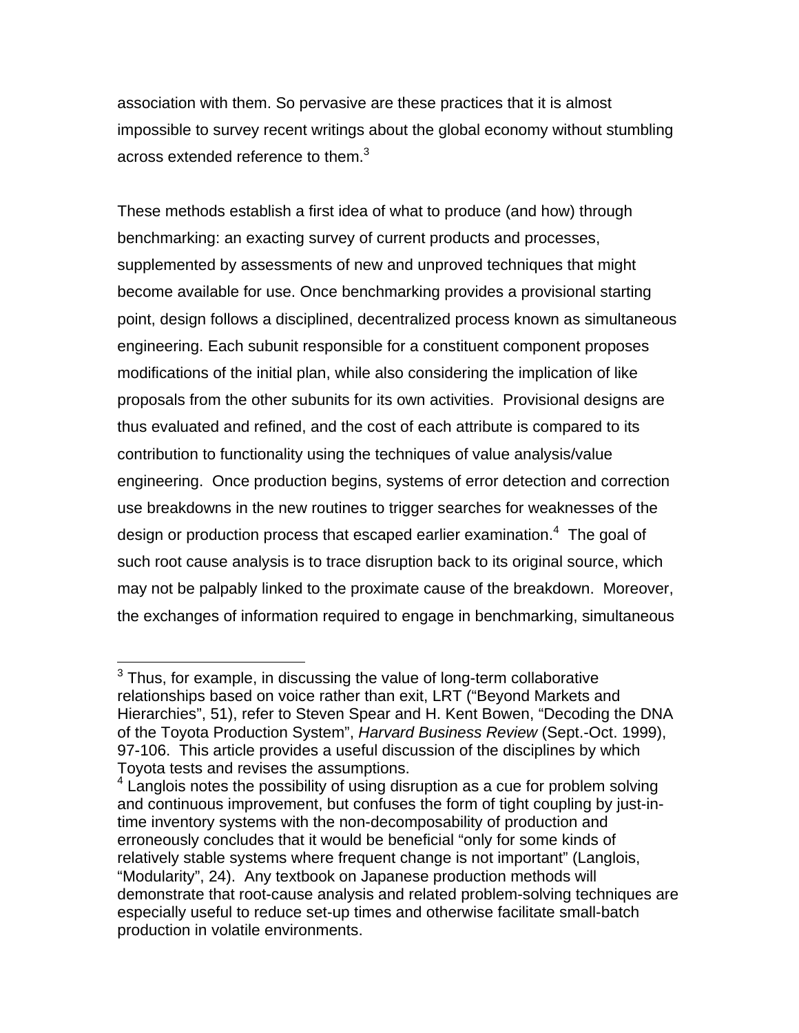association with them. So pervasive are these practices that it is almost impossible to survey recent writings about the global economy without stumbling across extended reference to them.[3]

These methods establish a first idea of what to produce (and how) through benchmarking: an exacting survey of current products and processes, supplemented by assessments of new and unproved techniques that might become available for use. Once benchmarking provides a provisional starting point, design follows a disciplined, decentralized process known as simultaneous engineering. Each subunit responsible for a constituent component proposes modifications of the initial plan, while also considering the implication of like proposals from the other subunits for its own activities. Provisional designs are thus evaluated and refined, and the cost of each attribute is compared to its contribution to functionality using the techniques of value analysis/value engineering. Once production begins, systems of error detection and correction use breakdowns in the new routines to trigger searches for weaknesses of the design or production process that escaped earlier examination.[4] The goal of such root cause analysis is to trace disruption back to its original source, which may not be palpably linked to the proximate cause of the breakdown. Moreover, the exchanges of information required to engage in benchmarking, simultaneous

---

[3] Thus, for example, in discussing the value of long-term collaborative relationships based on voice rather than exit, LRT ("Beyond Markets and Hierarchies", 51), refer to Steven Spear and H. Kent Bowen, "Decoding the DNA of the Toyota Production System", *Harvard Business Review* (Sept.-Oct. 1999), 97-106. This article provides a useful discussion of the disciplines by which Toyota tests and revises the assumptions.

[4] Langlois notes the possibility of using disruption as a cue for problem solving and continuous improvement, but confuses the form of tight coupling by just-in-time inventory systems with the non-decomposability of production and erroneously concludes that it would be beneficial "only for some kinds of relatively stable systems where frequent change is not important" (Langlois, "Modularity", 24). Any textbook on Japanese production methods will demonstrate that root-cause analysis and related problem-solving techniques are especially useful to reduce set-up times and otherwise facilitate small-batch production in volatile environments.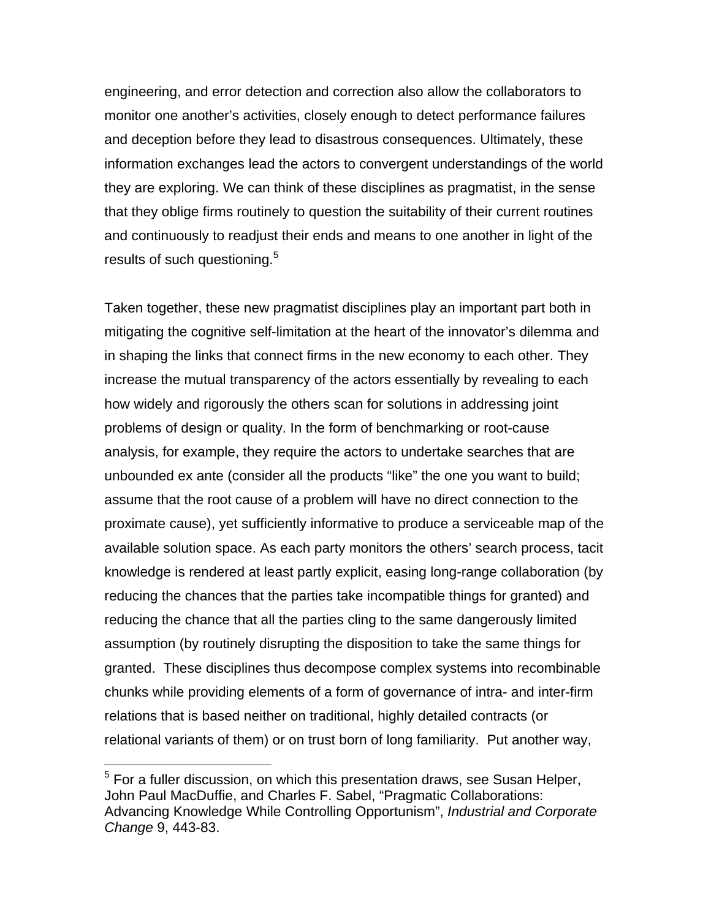engineering, and error detection and correction also allow the collaborators to monitor one another's activities, closely enough to detect performance failures and deception before they lead to disastrous consequences. Ultimately, these information exchanges lead the actors to convergent understandings of the world they are exploring. We can think of these disciplines as pragmatist, in the sense that they oblige firms routinely to question the suitability of their current routines and continuously to readjust their ends and means to one another in light of the results of such questioning.[5]

Taken together, these new pragmatist disciplines play an important part both in mitigating the cognitive self-limitation at the heart of the innovator's dilemma and in shaping the links that connect firms in the new economy to each other. They increase the mutual transparency of the actors essentially by revealing to each how widely and rigorously the others scan for solutions in addressing joint problems of design or quality. In the form of benchmarking or root-cause analysis, for example, they require the actors to undertake searches that are unbounded ex ante (consider all the products "like" the one you want to build; assume that the root cause of a problem will have no direct connection to the proximate cause), yet sufficiently informative to produce a serviceable map of the available solution space. As each party monitors the others' search process, tacit knowledge is rendered at least partly explicit, easing long-range collaboration (by reducing the chances that the parties take incompatible things for granted) and reducing the chance that all the parties cling to the same dangerously limited assumption (by routinely disrupting the disposition to take the same things for granted. These disciplines thus decompose complex systems into recombinable chunks while providing elements of a form of governance of intra- and inter-firm relations that is based neither on traditional, highly detailed contracts (or relational variants of them) or on trust born of long familiarity. Put another way,

[5] For a fuller discussion, on which this presentation draws, see Susan Helper, John Paul MacDuffie, and Charles F. Sabel, "Pragmatic Collaborations: Advancing Knowledge While Controlling Opportunism", *Industrial and Corporate Change* 9, 443-83.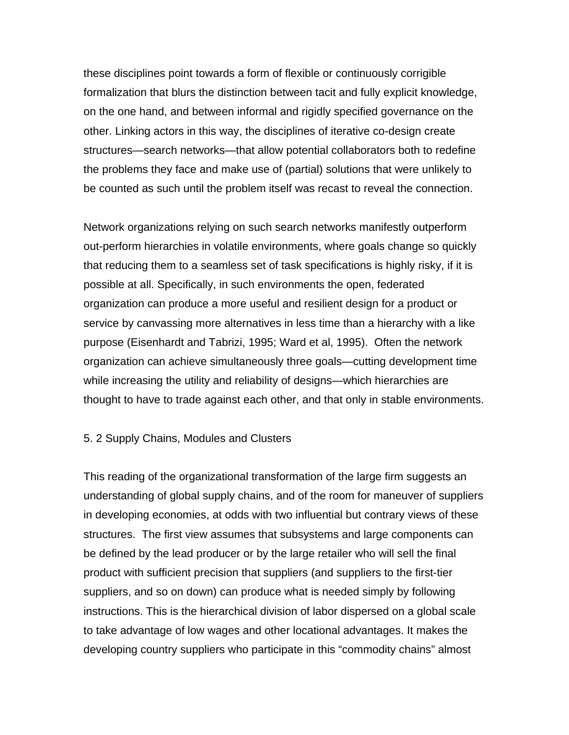these disciplines point towards a form of flexible or continuously corrigible formalization that blurs the distinction between tacit and fully explicit knowledge, on the one hand, and between informal and rigidly specified governance on the other. Linking actors in this way, the disciplines of iterative co-design create structures—search networks—that allow potential collaborators both to redefine the problems they face and make use of (partial) solutions that were unlikely to be counted as such until the problem itself was recast to reveal the connection.

Network organizations relying on such search networks manifestly outperform out-perform hierarchies in volatile environments, where goals change so quickly that reducing them to a seamless set of task specifications is highly risky, if it is possible at all. Specifically, in such environments the open, federated organization can produce a more useful and resilient design for a product or service by canvassing more alternatives in less time than a hierarchy with a like purpose (Eisenhardt and Tabrizi, 1995; Ward et al, 1995). Often the network organization can achieve simultaneously three goals—cutting development time while increasing the utility and reliability of designs—which hierarchies are thought to have to trade against each other, and that only in stable environments.

### 5. 2 Supply Chains, Modules and Clusters

This reading of the organizational transformation of the large firm suggests an understanding of global supply chains, and of the room for maneuver of suppliers in developing economies, at odds with two influential but contrary views of these structures. The first view assumes that subsystems and large components can be defined by the lead producer or by the large retailer who will sell the final product with sufficient precision that suppliers (and suppliers to the first-tier suppliers, and so on down) can produce what is needed simply by following instructions. This is the hierarchical division of labor dispersed on a global scale to take advantage of low wages and other locational advantages. It makes the developing country suppliers who participate in this "commodity chains" almost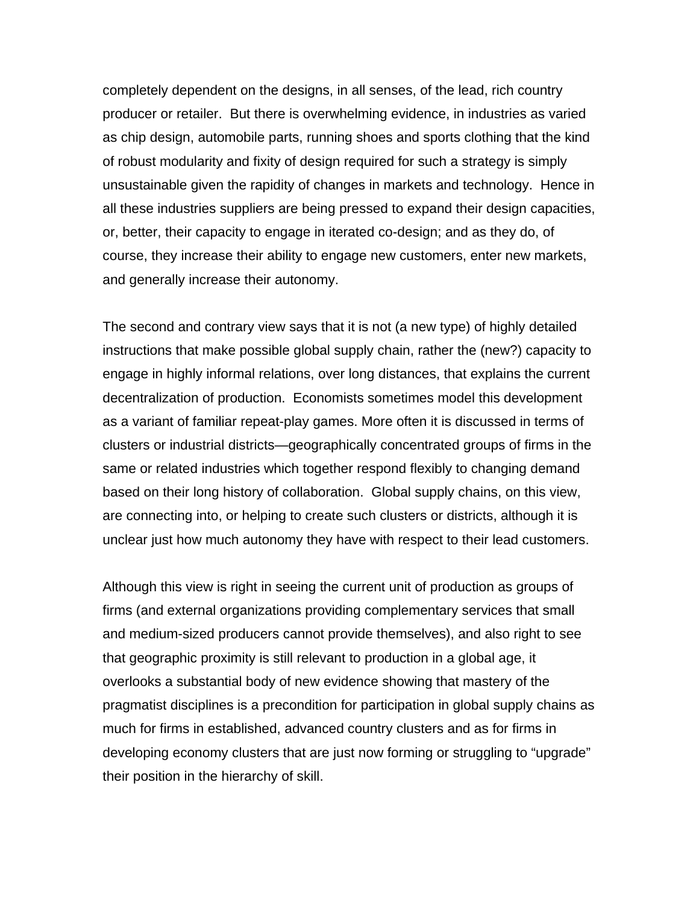completely dependent on the designs, in all senses, of the lead, rich country producer or retailer. But there is overwhelming evidence, in industries as varied as chip design, automobile parts, running shoes and sports clothing that the kind of robust modularity and fixity of design required for such a strategy is simply unsustainable given the rapidity of changes in markets and technology. Hence in all these industries suppliers are being pressed to expand their design capacities, or, better, their capacity to engage in iterated co-design; and as they do, of course, they increase their ability to engage new customers, enter new markets, and generally increase their autonomy.

The second and contrary view says that it is not (a new type) of highly detailed instructions that make possible global supply chain, rather the (new?) capacity to engage in highly informal relations, over long distances, that explains the current decentralization of production. Economists sometimes model this development as a variant of familiar repeat-play games. More often it is discussed in terms of clusters or industrial districts—geographically concentrated groups of firms in the same or related industries which together respond flexibly to changing demand based on their long history of collaboration. Global supply chains, on this view, are connecting into, or helping to create such clusters or districts, although it is unclear just how much autonomy they have with respect to their lead customers.

Although this view is right in seeing the current unit of production as groups of firms (and external organizations providing complementary services that small and medium-sized producers cannot provide themselves), and also right to see that geographic proximity is still relevant to production in a global age, it overlooks a substantial body of new evidence showing that mastery of the pragmatist disciplines is a precondition for participation in global supply chains as much for firms in established, advanced country clusters and as for firms in developing economy clusters that are just now forming or struggling to "upgrade" their position in the hierarchy of skill.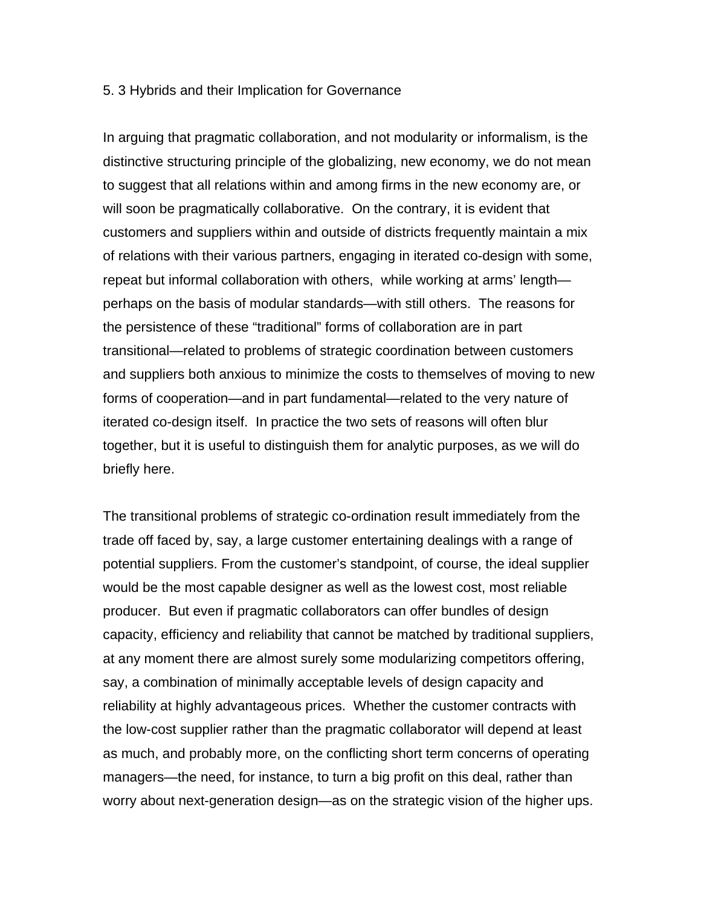### 5. 3 Hybrids and their Implication for Governance

In arguing that pragmatic collaboration, and not modularity or informalism, is the distinctive structuring principle of the globalizing, new economy, we do not mean to suggest that all relations within and among firms in the new economy are, or will soon be pragmatically collaborative. On the contrary, it is evident that customers and suppliers within and outside of districts frequently maintain a mix of relations with their various partners, engaging in iterated co-design with some, repeat but informal collaboration with others, while working at arms' length—perhaps on the basis of modular standards—with still others. The reasons for the persistence of these "traditional" forms of collaboration are in part transitional—related to problems of strategic coordination between customers and suppliers both anxious to minimize the costs to themselves of moving to new forms of cooperation—and in part fundamental—related to the very nature of iterated co-design itself. In practice the two sets of reasons will often blur together, but it is useful to distinguish them for analytic purposes, as we will do briefly here.

The transitional problems of strategic co-ordination result immediately from the trade off faced by, say, a large customer entertaining dealings with a range of potential suppliers. From the customer's standpoint, of course, the ideal supplier would be the most capable designer as well as the lowest cost, most reliable producer. But even if pragmatic collaborators can offer bundles of design capacity, efficiency and reliability that cannot be matched by traditional suppliers, at any moment there are almost surely some modularizing competitors offering, say, a combination of minimally acceptable levels of design capacity and reliability at highly advantageous prices. Whether the customer contracts with the low-cost supplier rather than the pragmatic collaborator will depend at least as much, and probably more, on the conflicting short term concerns of operating managers—the need, for instance, to turn a big profit on this deal, rather than worry about next-generation design—as on the strategic vision of the higher ups.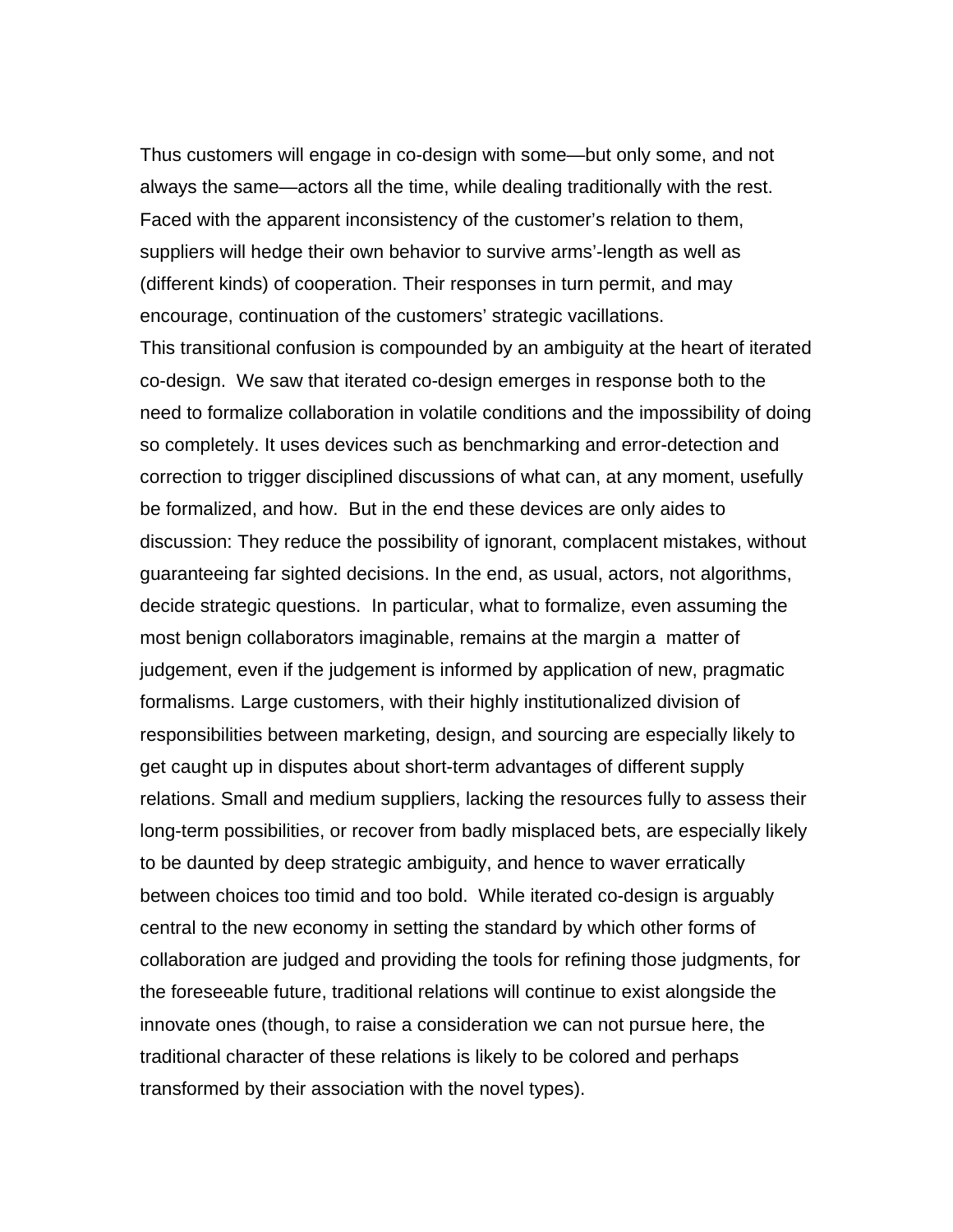Thus customers will engage in co-design with some—but only some, and not always the same—actors all the time, while dealing traditionally with the rest. Faced with the apparent inconsistency of the customer's relation to them, suppliers will hedge their own behavior to survive arms'-length as well as (different kinds) of cooperation. Their responses in turn permit, and may encourage, continuation of the customers' strategic vacillations.

This transitional confusion is compounded by an ambiguity at the heart of iterated co-design. We saw that iterated co-design emerges in response both to the need to formalize collaboration in volatile conditions and the impossibility of doing so completely. It uses devices such as benchmarking and error-detection and correction to trigger disciplined discussions of what can, at any moment, usefully be formalized, and how. But in the end these devices are only aides to discussion: They reduce the possibility of ignorant, complacent mistakes, without guaranteeing far sighted decisions. In the end, as usual, actors, not algorithms, decide strategic questions. In particular, what to formalize, even assuming the most benign collaborators imaginable, remains at the margin a matter of judgement, even if the judgement is informed by application of new, pragmatic formalisms. Large customers, with their highly institutionalized division of responsibilities between marketing, design, and sourcing are especially likely to get caught up in disputes about short-term advantages of different supply relations. Small and medium suppliers, lacking the resources fully to assess their long-term possibilities, or recover from badly misplaced bets, are especially likely to be daunted by deep strategic ambiguity, and hence to waver erratically between choices too timid and too bold. While iterated co-design is arguably central to the new economy in setting the standard by which other forms of collaboration are judged and providing the tools for refining those judgments, for the foreseeable future, traditional relations will continue to exist alongside the innovate ones (though, to raise a consideration we can not pursue here, the traditional character of these relations is likely to be colored and perhaps transformed by their association with the novel types).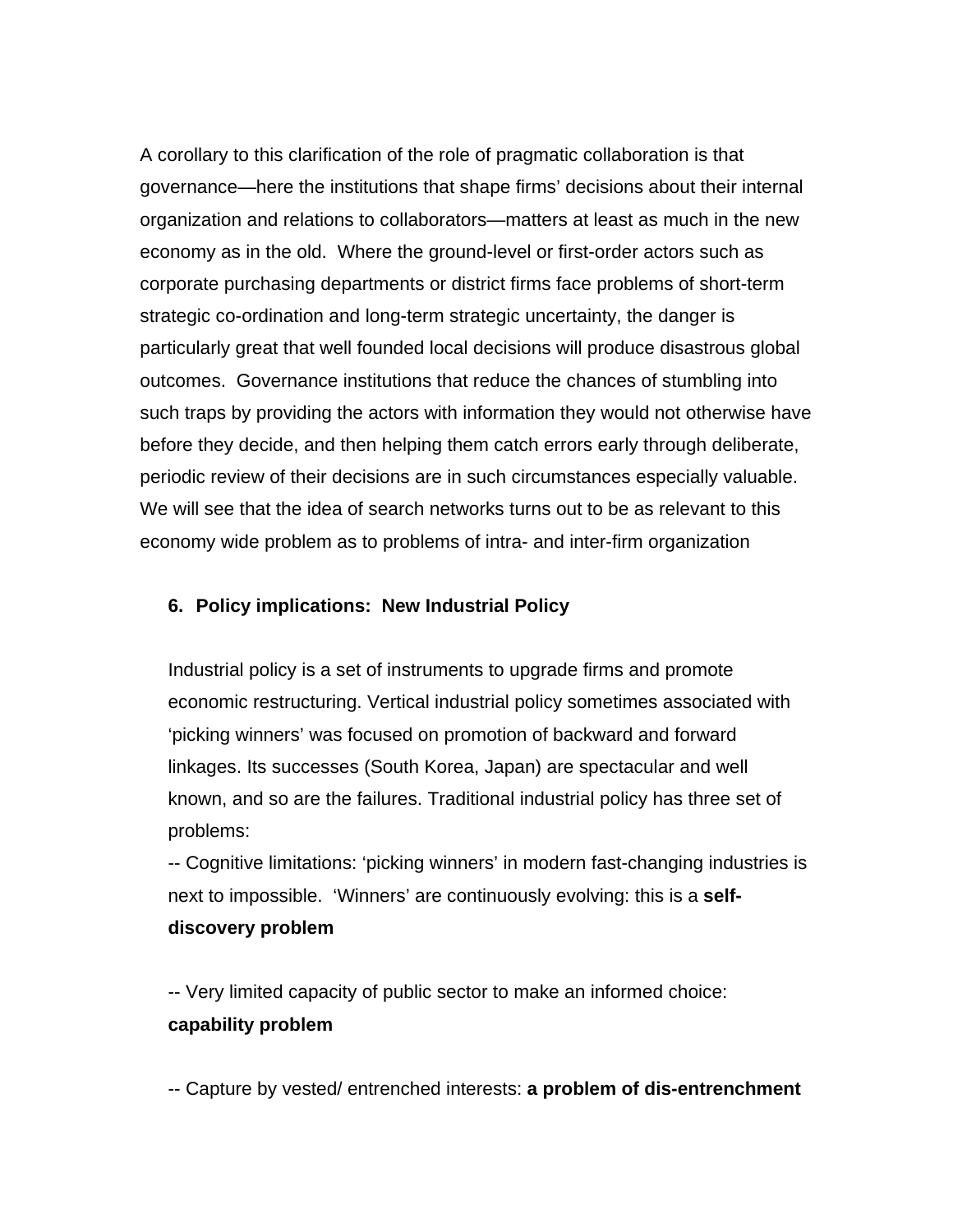A corollary to this clarification of the role of pragmatic collaboration is that governance—here the institutions that shape firms' decisions about their internal organization and relations to collaborators—matters at least as much in the new economy as in the old. Where the ground-level or first-order actors such as corporate purchasing departments or district firms face problems of short-term strategic co-ordination and long-term strategic uncertainty, the danger is particularly great that well founded local decisions will produce disastrous global outcomes. Governance institutions that reduce the chances of stumbling into such traps by providing the actors with information they would not otherwise have before they decide, and then helping them catch errors early through deliberate, periodic review of their decisions are in such circumstances especially valuable. We will see that the idea of search networks turns out to be as relevant to this economy wide problem as to problems of intra- and inter-firm organization

## 6. Policy implications: New Industrial Policy

Industrial policy is a set of instruments to upgrade firms and promote economic restructuring. Vertical industrial policy sometimes associated with 'picking winners' was focused on promotion of backward and forward linkages. Its successes (South Korea, Japan) are spectacular and well known, and so are the failures. Traditional industrial policy has three set of problems:

-- Cognitive limitations: 'picking winners' in modern fast-changing industries is next to impossible. 'Winners' are continuously evolving: this is a **self-discovery problem**

-- Very limited capacity of public sector to make an informed choice: **capability problem**

-- Capture by vested/ entrenched interests: **a problem of dis-entrenchment**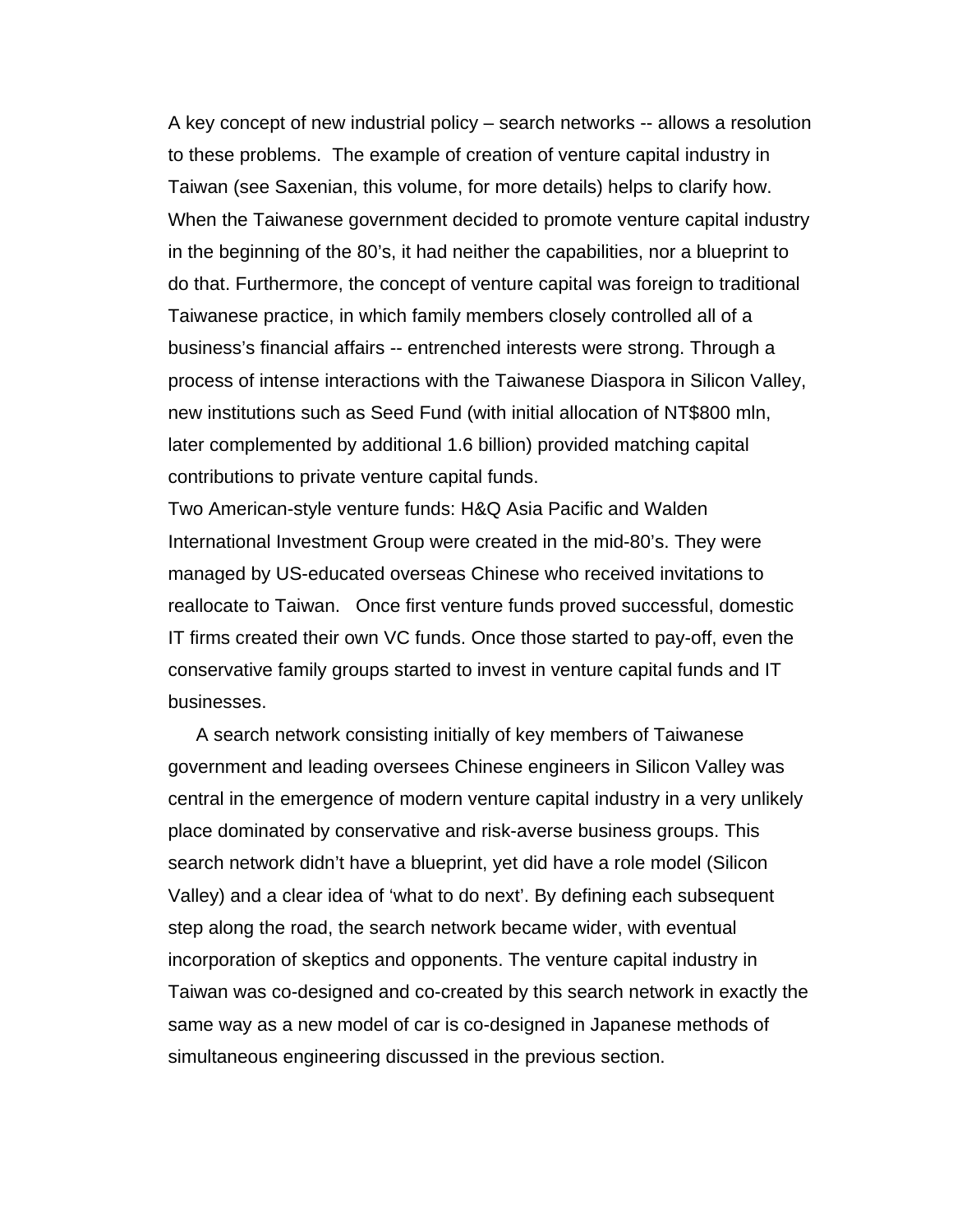A key concept of new industrial policy – search networks -- allows a resolution to these problems. The example of creation of venture capital industry in Taiwan (see Saxenian, this volume, for more details) helps to clarify how. When the Taiwanese government decided to promote venture capital industry in the beginning of the 80's, it had neither the capabilities, nor a blueprint to do that. Furthermore, the concept of venture capital was foreign to traditional Taiwanese practice, in which family members closely controlled all of a business's financial affairs -- entrenched interests were strong. Through a process of intense interactions with the Taiwanese Diaspora in Silicon Valley, new institutions such as Seed Fund (with initial allocation of NT$800 mln, later complemented by additional 1.6 billion) provided matching capital contributions to private venture capital funds.

Two American-style venture funds: H&Q Asia Pacific and Walden International Investment Group were created in the mid-80's. They were managed by US-educated overseas Chinese who received invitations to reallocate to Taiwan. Once first venture funds proved successful, domestic IT firms created their own VC funds. Once those started to pay-off, even the conservative family groups started to invest in venture capital funds and IT businesses.

A search network consisting initially of key members of Taiwanese government and leading oversees Chinese engineers in Silicon Valley was central in the emergence of modern venture capital industry in a very unlikely place dominated by conservative and risk-averse business groups. This search network didn't have a blueprint, yet did have a role model (Silicon Valley) and a clear idea of 'what to do next'. By defining each subsequent step along the road, the search network became wider, with eventual incorporation of skeptics and opponents. The venture capital industry in Taiwan was co-designed and co-created by this search network in exactly the same way as a new model of car is co-designed in Japanese methods of simultaneous engineering discussed in the previous section.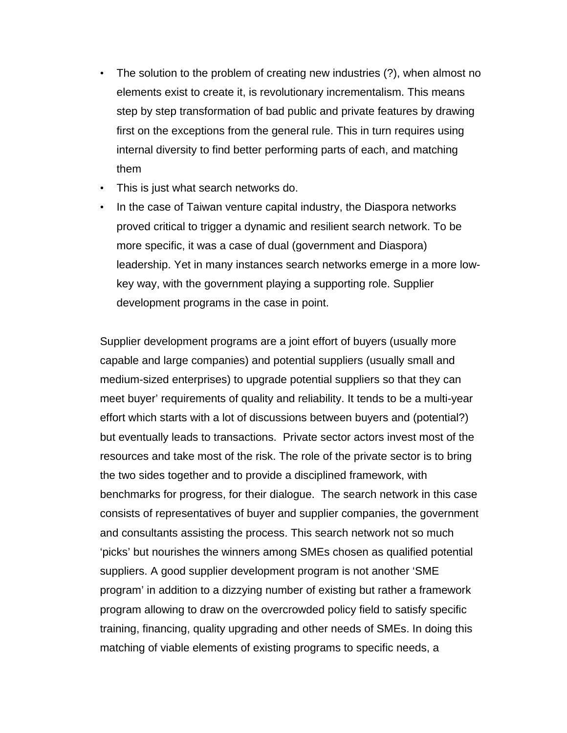- The solution to the problem of creating new industries (?), when almost no elements exist to create it, is revolutionary incrementalism. This means step by step transformation of bad public and private features by drawing first on the exceptions from the general rule. This in turn requires using internal diversity to find better performing parts of each, and matching them
- This is just what search networks do.
- In the case of Taiwan venture capital industry, the Diaspora networks proved critical to trigger a dynamic and resilient search network. To be more specific, it was a case of dual (government and Diaspora) leadership. Yet in many instances search networks emerge in a more low-key way, with the government playing a supporting role. Supplier development programs in the case in point.

Supplier development programs are a joint effort of buyers (usually more capable and large companies) and potential suppliers (usually small and medium-sized enterprises) to upgrade potential suppliers so that they can meet buyer' requirements of quality and reliability. It tends to be a multi-year effort which starts with a lot of discussions between buyers and (potential?) but eventually leads to transactions. Private sector actors invest most of the resources and take most of the risk. The role of the private sector is to bring the two sides together and to provide a disciplined framework, with benchmarks for progress, for their dialogue. The search network in this case consists of representatives of buyer and supplier companies, the government and consultants assisting the process. This search network not so much 'picks' but nourishes the winners among SMEs chosen as qualified potential suppliers. A good supplier development program is not another 'SME program' in addition to a dizzying number of existing but rather a framework program allowing to draw on the overcrowded policy field to satisfy specific training, financing, quality upgrading and other needs of SMEs. In doing this matching of viable elements of existing programs to specific needs, a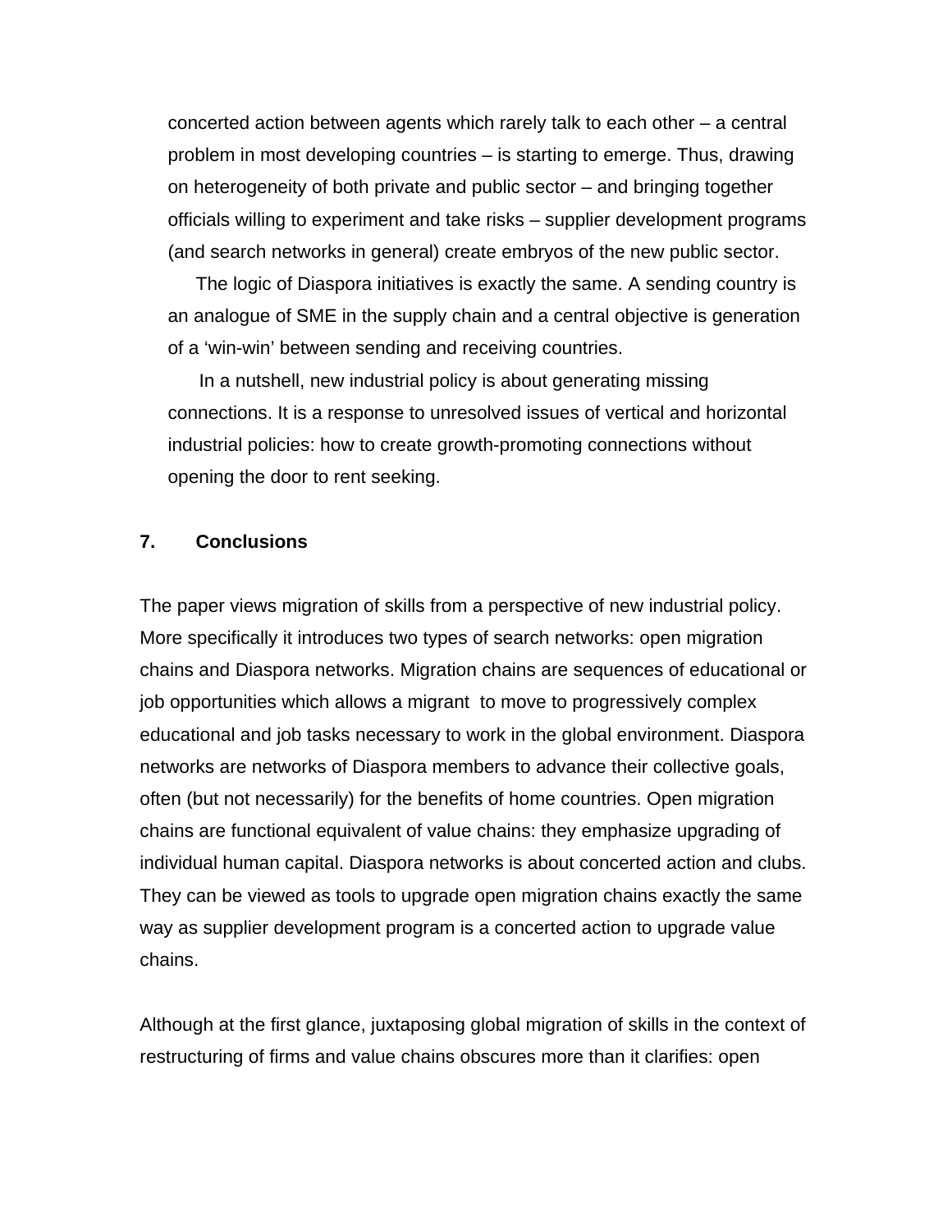concerted action between agents which rarely talk to each other – a central problem in most developing countries – is starting to emerge. Thus, drawing on heterogeneity of both private and public sector – and bringing together officials willing to experiment and take risks – supplier development programs (and search networks in general) create embryos of the new public sector.

The logic of Diaspora initiatives is exactly the same. A sending country is an analogue of SME in the supply chain and a central objective is generation of a 'win-win' between sending and receiving countries.

In a nutshell, new industrial policy is about generating missing connections. It is a response to unresolved issues of vertical and horizontal industrial policies: how to create growth-promoting connections without opening the door to rent seeking.

## 7. Conclusions

The paper views migration of skills from a perspective of new industrial policy. More specifically it introduces two types of search networks: open migration chains and Diaspora networks. Migration chains are sequences of educational or job opportunities which allows a migrant to move to progressively complex educational and job tasks necessary to work in the global environment. Diaspora networks are networks of Diaspora members to advance their collective goals, often (but not necessarily) for the benefits of home countries. Open migration chains are functional equivalent of value chains: they emphasize upgrading of individual human capital. Diaspora networks is about concerted action and clubs. They can be viewed as tools to upgrade open migration chains exactly the same way as supplier development program is a concerted action to upgrade value chains.

Although at the first glance, juxtaposing global migration of skills in the context of restructuring of firms and value chains obscures more than it clarifies: open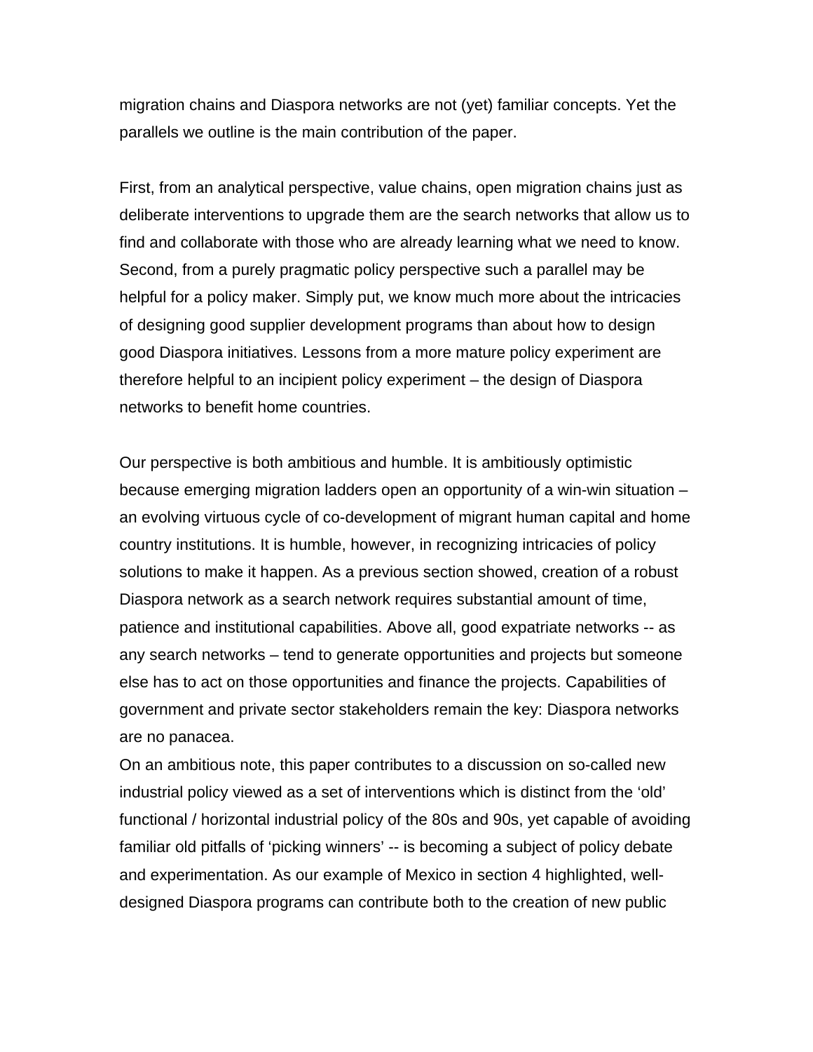migration chains and Diaspora networks are not (yet) familiar concepts. Yet the parallels we outline is the main contribution of the paper.

First, from an analytical perspective, value chains, open migration chains just as deliberate interventions to upgrade them are the search networks that allow us to find and collaborate with those who are already learning what we need to know. Second, from a purely pragmatic policy perspective such a parallel may be helpful for a policy maker. Simply put, we know much more about the intricacies of designing good supplier development programs than about how to design good Diaspora initiatives. Lessons from a more mature policy experiment are therefore helpful to an incipient policy experiment – the design of Diaspora networks to benefit home countries.

Our perspective is both ambitious and humble. It is ambitiously optimistic because emerging migration ladders open an opportunity of a win-win situation – an evolving virtuous cycle of co-development of migrant human capital and home country institutions. It is humble, however, in recognizing intricacies of policy solutions to make it happen. As a previous section showed, creation of a robust Diaspora network as a search network requires substantial amount of time, patience and institutional capabilities. Above all, good expatriate networks -- as any search networks – tend to generate opportunities and projects but someone else has to act on those opportunities and finance the projects. Capabilities of government and private sector stakeholders remain the key: Diaspora networks are no panacea.

On an ambitious note, this paper contributes to a discussion on so-called new industrial policy viewed as a set of interventions which is distinct from the 'old' functional / horizontal industrial policy of the 80s and 90s, yet capable of avoiding familiar old pitfalls of 'picking winners' -- is becoming a subject of policy debate and experimentation. As our example of Mexico in section 4 highlighted, well-designed Diaspora programs can contribute both to the creation of new public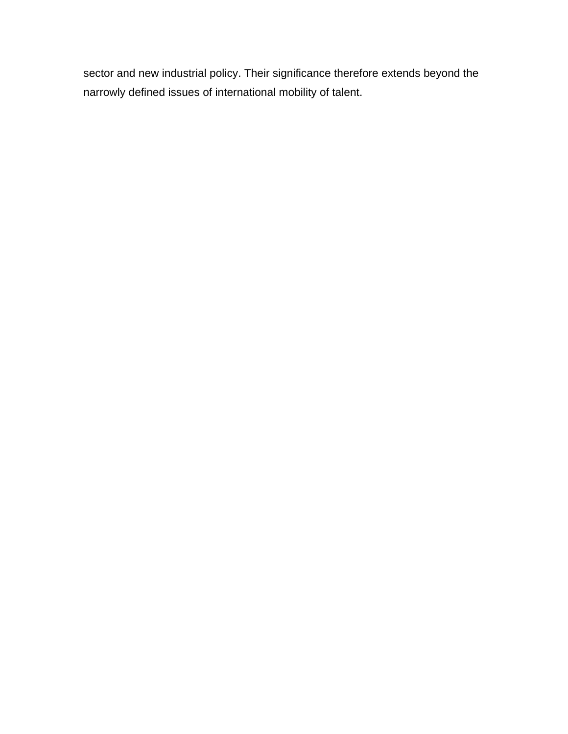sector and new industrial policy. Their significance therefore extends beyond the narrowly defined issues of international mobility of talent.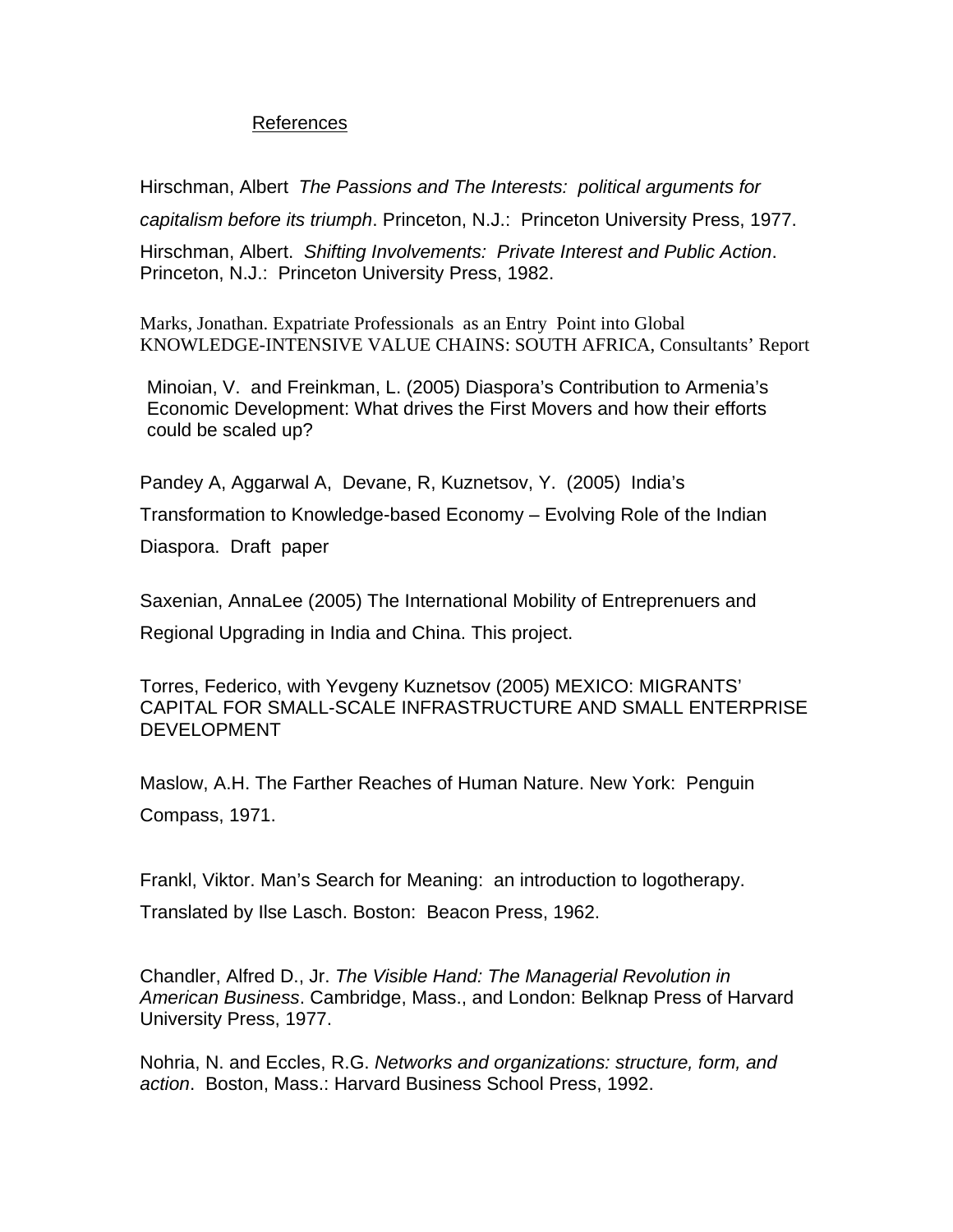## References

Hirschman, Albert *The Passions and The Interests: political arguments for capitalism before its triumph*. Princeton, N.J.: Princeton University Press, 1977.

Hirschman, Albert. *Shifting Involvements: Private Interest and Public Action*. Princeton, N.J.: Princeton University Press, 1982.

Marks, Jonathan. Expatriate Professionals as an Entry Point into Global KNOWLEDGE-INTENSIVE VALUE CHAINS: SOUTH AFRICA, Consultants' Report

Minoian, V. and Freinkman, L. (2005) Diaspora's Contribution to Armenia's Economic Development: What drives the First Movers and how their efforts could be scaled up?

Pandey A, Aggarwal A, Devane, R, Kuznetsov, Y. (2005) India's Transformation to Knowledge-based Economy – Evolving Role of the Indian Diaspora. Draft paper

Saxenian, AnnaLee (2005) The International Mobility of Entreprenuers and Regional Upgrading in India and China. This project.

Torres, Federico, with Yevgeny Kuznetsov (2005) MEXICO: MIGRANTS' CAPITAL FOR SMALL-SCALE INFRASTRUCTURE AND SMALL ENTERPRISE DEVELOPMENT

Maslow, A.H. The Farther Reaches of Human Nature. New York: Penguin Compass, 1971.

Frankl, Viktor. Man's Search for Meaning: an introduction to logotherapy. Translated by Ilse Lasch. Boston: Beacon Press, 1962.

Chandler, Alfred D., Jr. *The Visible Hand: The Managerial Revolution in American Business*. Cambridge, Mass., and London: Belknap Press of Harvard University Press, 1977.

Nohria, N. and Eccles, R.G. *Networks and organizations: structure, form, and action*. Boston, Mass.: Harvard Business School Press, 1992.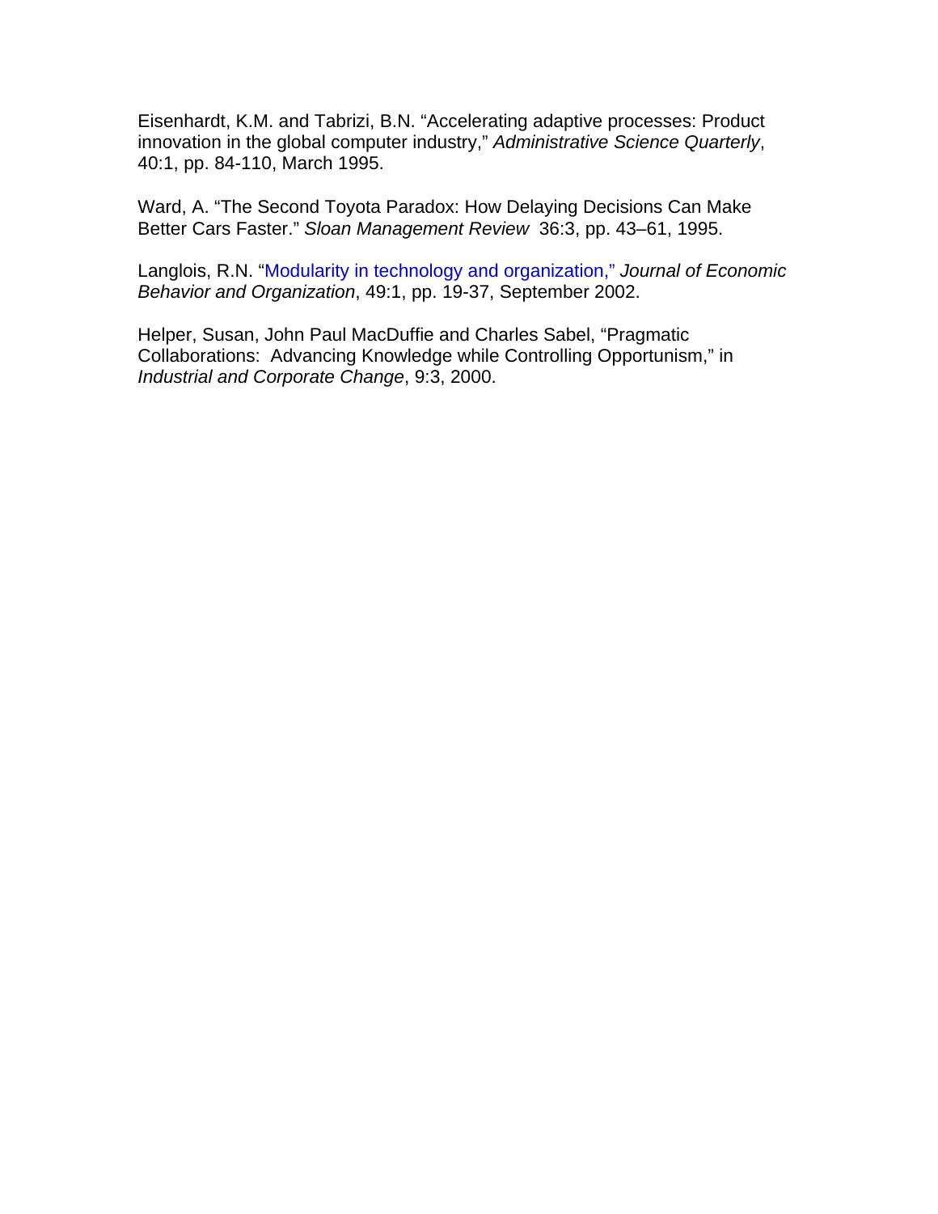Eisenhardt, K.M. and Tabrizi, B.N. “Accelerating adaptive processes: Product innovation in the global computer industry,” *Administrative Science Quarterly*, 40:1, pp. 84-110, March 1995.

Ward, A. “The Second Toyota Paradox: How Delaying Decisions Can Make Better Cars Faster.” *Sloan Management Review* 36:3, pp. 43–61, 1995.

Langlois, R.N. “Modularity in technology and organization,” *Journal of Economic Behavior and Organization*, 49:1, pp. 19-37, September 2002.

Helper, Susan, John Paul MacDuffie and Charles Sabel, “Pragmatic Collaborations: Advancing Knowledge while Controlling Opportunism,” in *Industrial and Corporate Change*, 9:3, 2000.